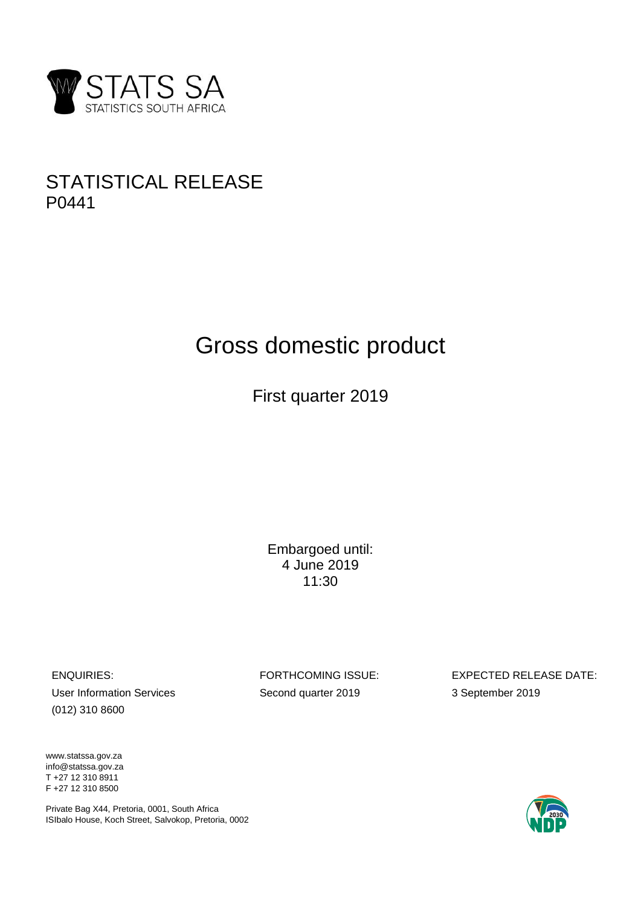STATS SA
STATISTICS SOUTH AFRICA

STATISTICAL RELEASE
P0441

# Gross domestic product

## First quarter 2019

Embargoed until:
4 June 2019
11:30

ENQUIRIES:
User Information Services
(012) 310 8600

FORTHCOMING ISSUE:
Second quarter 2019

EXPECTED RELEASE DATE:
3 September 2019

www.statssa.gov.za
info@statssa.gov.za
T +27 12 310 8911
F +27 12 310 8500

Private Bag X44, Pretoria, 0001, South Africa
ISIbalo House, Koch Street, Salvokop, Pretoria, 0002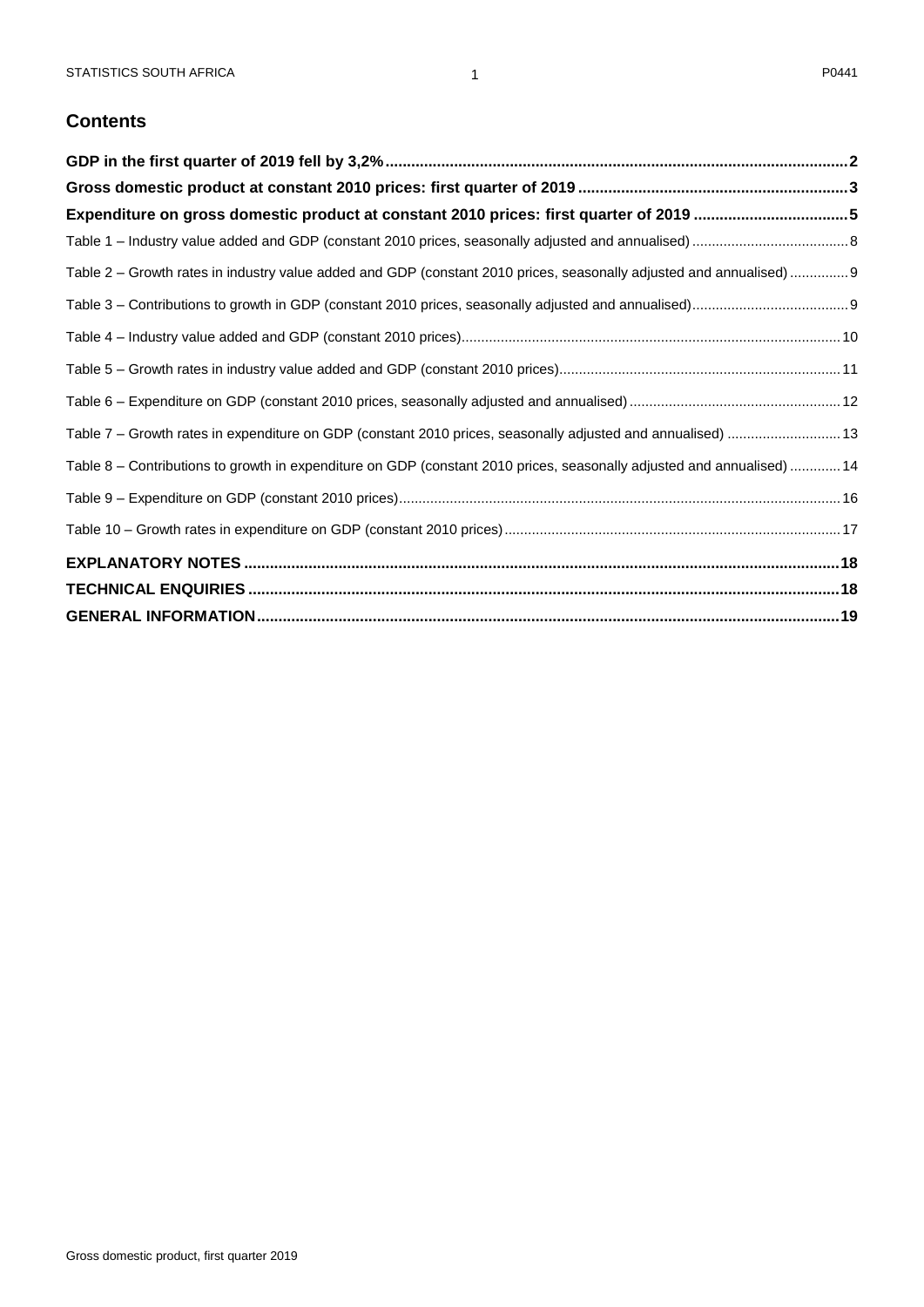## Contents

**GDP in the first quarter of 2019 fell by 3,2% .......... 2**

**Gross domestic product at constant 2010 prices: first quarter of 2019 .......... 3**

**Expenditure on gross domestic product at constant 2010 prices: first quarter of 2019 .......... 5**

Table 1 – Industry value added and GDP (constant 2010 prices, seasonally adjusted and annualised) .......... 8

Table 2 – Growth rates in industry value added and GDP (constant 2010 prices, seasonally adjusted and annualised) .......... 9

Table 3 – Contributions to growth in GDP (constant 2010 prices, seasonally adjusted and annualised) .......... 9

Table 4 – Industry value added and GDP (constant 2010 prices) .......... 10

Table 5 – Growth rates in industry value added and GDP (constant 2010 prices) .......... 11

Table 6 – Expenditure on GDP (constant 2010 prices, seasonally adjusted and annualised) .......... 12

Table 7 – Growth rates in expenditure on GDP (constant 2010 prices, seasonally adjusted and annualised) .......... 13

Table 8 – Contributions to growth in expenditure on GDP (constant 2010 prices, seasonally adjusted and annualised) .......... 14

Table 9 – Expenditure on GDP (constant 2010 prices) .......... 16

Table 10 – Growth rates in expenditure on GDP (constant 2010 prices) .......... 17

**EXPLANATORY NOTES .......... 18**

**TECHNICAL ENQUIRIES .......... 18**

**GENERAL INFORMATION .......... 19**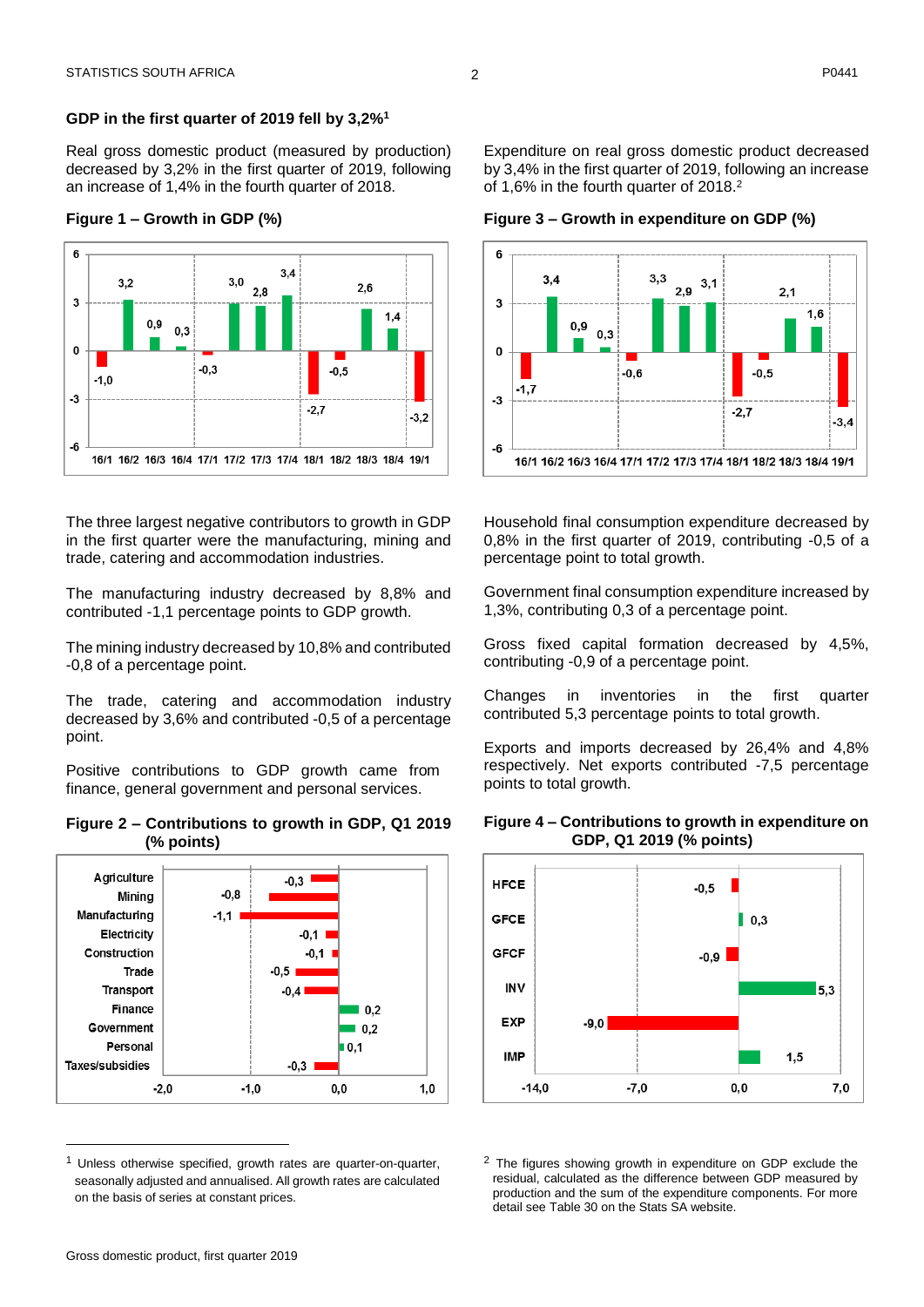## GDP in the first quarter of 2019 fell by 3,2%[1]

Real gross domestic product (measured by production) decreased by 3,2% in the first quarter of 2019, following an increase of 1,4% in the fourth quarter of 2018.

**Figure 1 – Growth in GDP (%)**

| Quarter | 16/1 | 16/2 | 16/3 | 16/4 | 17/1 | 17/2 | 17/3 | 17/4 | 18/1 | 18/2 | 18/3 | 18/4 | 19/1 |
|---|---|---|---|---|---|---|---|---|---|---|---|---|---|
| Growth (%) | -1,0 | 3,2 | 0,9 | 0,3 | -0,3 | 3,0 | 2,8 | 3,4 | -2,7 | -0,5 | 2,6 | 1,4 | -3,2 |

The three largest negative contributors to growth in GDP in the first quarter were the manufacturing, mining and trade, catering and accommodation industries.

The manufacturing industry decreased by 8,8% and contributed -1,1 percentage points to GDP growth.

The mining industry decreased by 10,8% and contributed -0,8 of a percentage point.

The trade, catering and accommodation industry decreased by 3,6% and contributed -0,5 of a percentage point.

Positive contributions to GDP growth came from finance, general government and personal services.

**Figure 2 – Contributions to growth in GDP, Q1 2019 (% points)**

| Industry | Contribution |
|---|---|
| Agriculture | -0,3 |
| Mining | -0,8 |
| Manufacturing | -1,1 |
| Electricity | -0,1 |
| Construction | -0,1 |
| Trade | -0,5 |
| Transport | -0,4 |
| Finance | 0,2 |
| Government | 0,2 |
| Personal | 0,1 |
| Taxes/subsidies | -0,3 |

Expenditure on real gross domestic product decreased by 3,4% in the first quarter of 2019, following an increase of 1,6% in the fourth quarter of 2018.[2]

**Figure 3 – Growth in expenditure on GDP (%)**

| Quarter | 16/1 | 16/2 | 16/3 | 16/4 | 17/1 | 17/2 | 17/3 | 17/4 | 18/1 | 18/2 | 18/3 | 18/4 | 19/1 |
|---|---|---|---|---|---|---|---|---|---|---|---|---|---|
| Growth (%) | -1,7 | 3,4 | 0,9 | 0,3 | -0,6 | 3,3 | 2,9 | 3,1 | -2,7 | -0,5 | 2,1 | 1,6 | -3,4 |

Household final consumption expenditure decreased by 0,8% in the first quarter of 2019, contributing -0,5 of a percentage point to total growth.

Government final consumption expenditure increased by 1,3%, contributing 0,3 of a percentage point.

Gross fixed capital formation decreased by 4,5%, contributing -0,9 of a percentage point.

Changes in inventories in the first quarter contributed 5,3 percentage points to total growth.

Exports and imports decreased by 26,4% and 4,8% respectively. Net exports contributed -7,5 percentage points to total growth.

**Figure 4 – Contributions to growth in expenditure on GDP, Q1 2019 (% points)**

| Component | Contribution |
|---|---|
| HFCE | -0,5 |
| GFCE | 0,3 |
| GFCF | -0,9 |
| INV | 5,3 |
| EXP | -9,0 |
| IMP | 1,5 |

---

[1] Unless otherwise specified, growth rates are quarter-on-quarter, seasonally adjusted and annualised. All growth rates are calculated on the basis of series at constant prices.

[2] The figures showing growth in expenditure on GDP exclude the residual, calculated as the difference between GDP measured by production and the sum of the expenditure components. For more detail see Table 30 on the Stats SA website.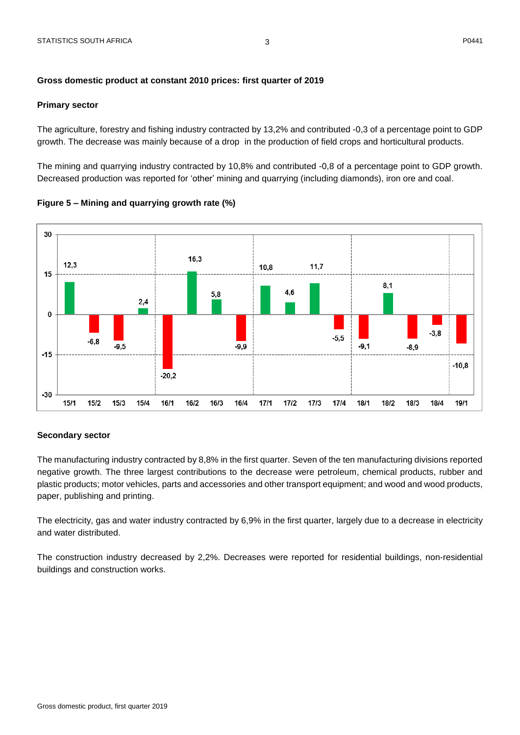### Gross domestic product at constant 2010 prices: first quarter of 2019

#### Primary sector

The agriculture, forestry and fishing industry contracted by 13,2% and contributed -0,3 of a percentage point to GDP growth. The decrease was mainly because of a drop in the production of field crops and horticultural products.

The mining and quarrying industry contracted by 10,8% and contributed -0,8 of a percentage point to GDP growth. Decreased production was reported for 'other' mining and quarrying (including diamonds), iron ore and coal.

**Figure 5 – Mining and quarrying growth rate (%)**

| Quarter | 15/1 | 15/2 | 15/3 | 15/4 | 16/1 | 16/2 | 16/3 | 16/4 | 17/1 | 17/2 | 17/3 | 17/4 | 18/1 | 18/2 | 18/3 | 18/4 | 19/1 |
|---|---|---|---|---|---|---|---|---|---|---|---|---|---|---|---|---|---|
| Growth rate (%) | 12,3 | -6,8 | -9,5 | 2,4 | -20,2 | 16,3 | 5,8 | -9,9 | 10,8 | 4,6 | 11,7 | -5,5 | -9,1 | 8,1 | -8,9 | -3,8 | -10,8 |

#### Secondary sector

The manufacturing industry contracted by 8,8% in the first quarter. Seven of the ten manufacturing divisions reported negative growth. The three largest contributions to the decrease were petroleum, chemical products, rubber and plastic products; motor vehicles, parts and accessories and other transport equipment; and wood and wood products, paper, publishing and printing.

The electricity, gas and water industry contracted by 6,9% in the first quarter, largely due to a decrease in electricity and water distributed.

The construction industry decreased by 2,2%. Decreases were reported for residential buildings, non-residential buildings and construction works.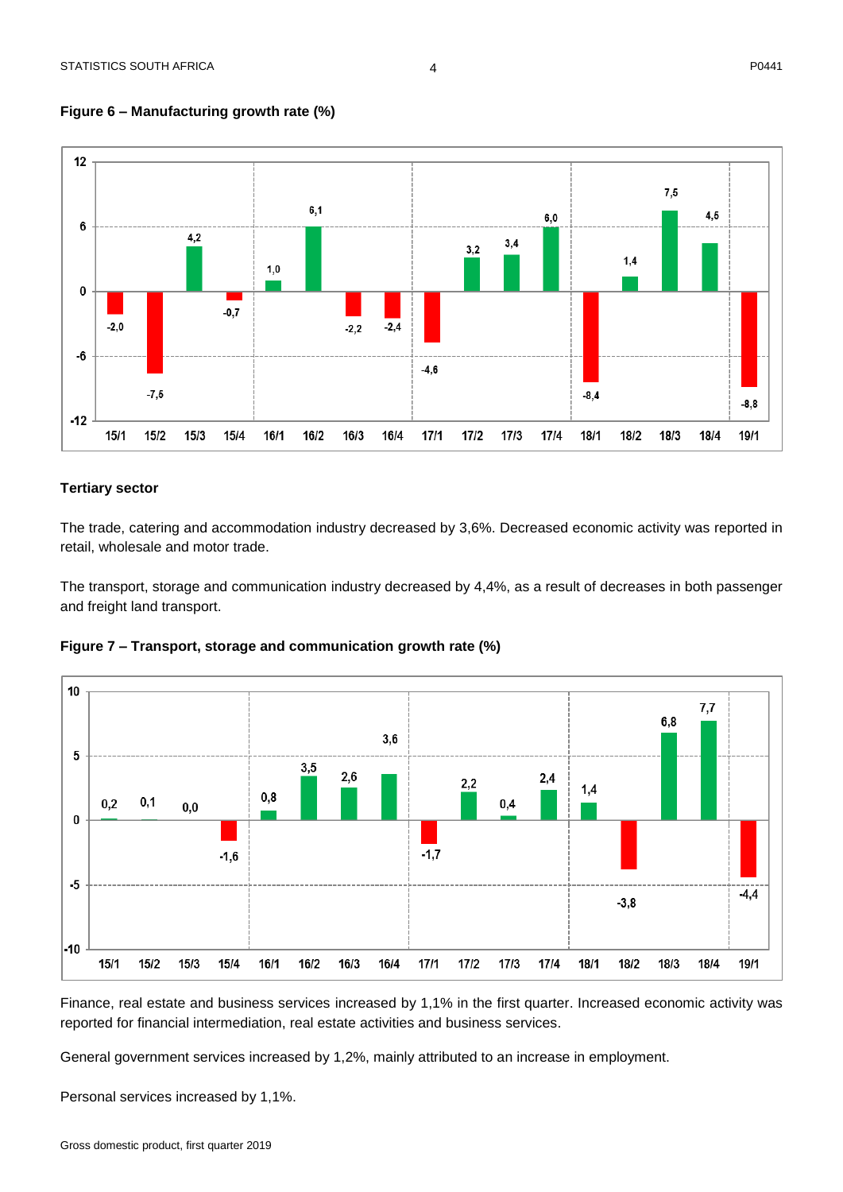**Figure 6 – Manufacturing growth rate (%)**

**Tertiary sector**

The trade, catering and accommodation industry decreased by 3,6%. Decreased economic activity was reported in retail, wholesale and motor trade.

The transport, storage and communication industry decreased by 4,4%, as a result of decreases in both passenger and freight land transport.

**Figure 7 – Transport, storage and communication growth rate (%)**

Finance, real estate and business services increased by 1,1% in the first quarter. Increased economic activity was reported for financial intermediation, real estate activities and business services.

General government services increased by 1,2%, mainly attributed to an increase in employment.

Personal services increased by 1,1%.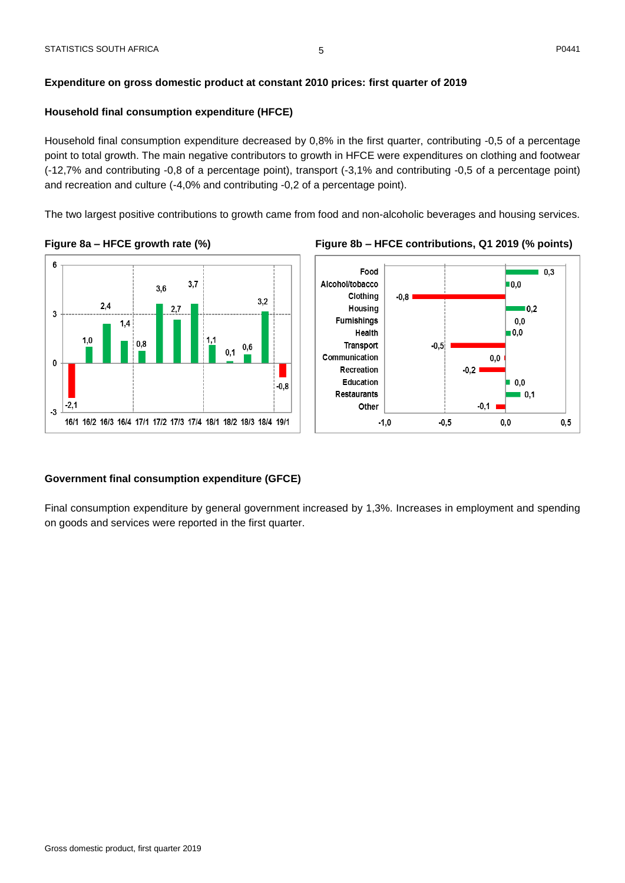## Expenditure on gross domestic product at constant 2010 prices: first quarter of 2019

### Household final consumption expenditure (HFCE)

Household final consumption expenditure decreased by 0,8% in the first quarter, contributing -0,5 of a percentage point to total growth. The main negative contributors to growth in HFCE were expenditures on clothing and footwear (-12,7% and contributing -0,8 of a percentage point), transport (-3,1% and contributing -0,5 of a percentage point) and recreation and culture (-4,0% and contributing -0,2 of a percentage point).

The two largest positive contributions to growth came from food and non-alcoholic beverages and housing services.

**Figure 8a – HFCE growth rate (%)**

| Quarter | 16/1 | 16/2 | 16/3 | 16/4 | 17/1 | 17/2 | 17/3 | 17/4 | 18/1 | 18/2 | 18/3 | 18/4 | 19/1 |
|---|---|---|---|---|---|---|---|---|---|---|---|---|---|
| Growth rate (%) | -2,1 | 1,0 | 2,4 | 1,4 | 0,8 | 3,6 | 2,7 | 3,7 | 1,1 | 0,1 | 0,6 | 3,2 | -0,8 |

**Figure 8b – HFCE contributions, Q1 2019 (% points)**

| Component | Contribution |
|---|---|
| Food | 0,3 |
| Alcohol/tobacco | 0,0 |
| Clothing | -0,8 |
| Housing | 0,2 |
| Furnishings | 0,0 |
| Health | 0,0 |
| Transport | -0,5 |
| Communication | 0,0 |
| Recreation | -0,2 |
| Education | 0,0 |
| Restaurants | 0,1 |
| Other | -0,1 |

### Government final consumption expenditure (GFCE)

Final consumption expenditure by general government increased by 1,3%. Increases in employment and spending on goods and services were reported in the first quarter.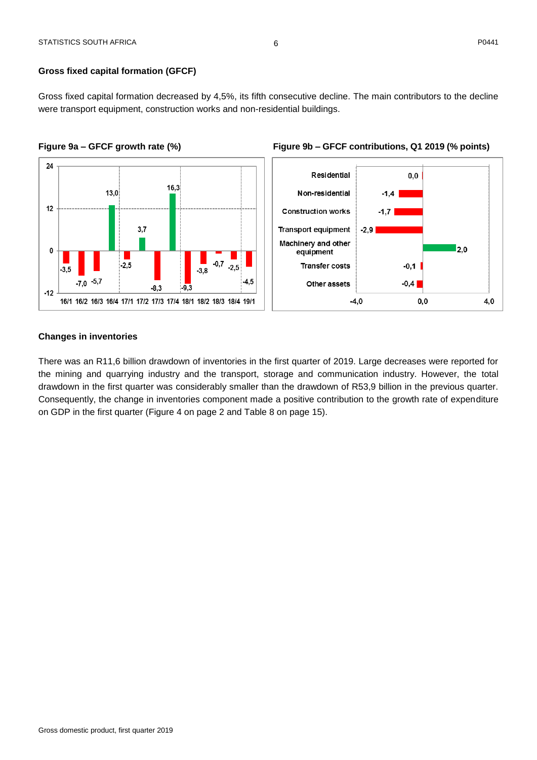## Gross fixed capital formation (GFCF)

Gross fixed capital formation decreased by 4,5%, its fifth consecutive decline. The main contributors to the decline were transport equipment, construction works and non-residential buildings.

**Figure 9a – GFCF growth rate (%)**

**Figure 9b – GFCF contributions, Q1 2019 (% points)**

## Changes in inventories

There was an R11,6 billion drawdown of inventories in the first quarter of 2019. Large decreases were reported for the mining and quarrying industry and the transport, storage and communication industry. However, the total drawdown in the first quarter was considerably smaller than the drawdown of R53,9 billion in the previous quarter. Consequently, the change in inventories component made a positive contribution to the growth rate of expenditure on GDP in the first quarter (Figure 4 on page 2 and Table 8 on page 15).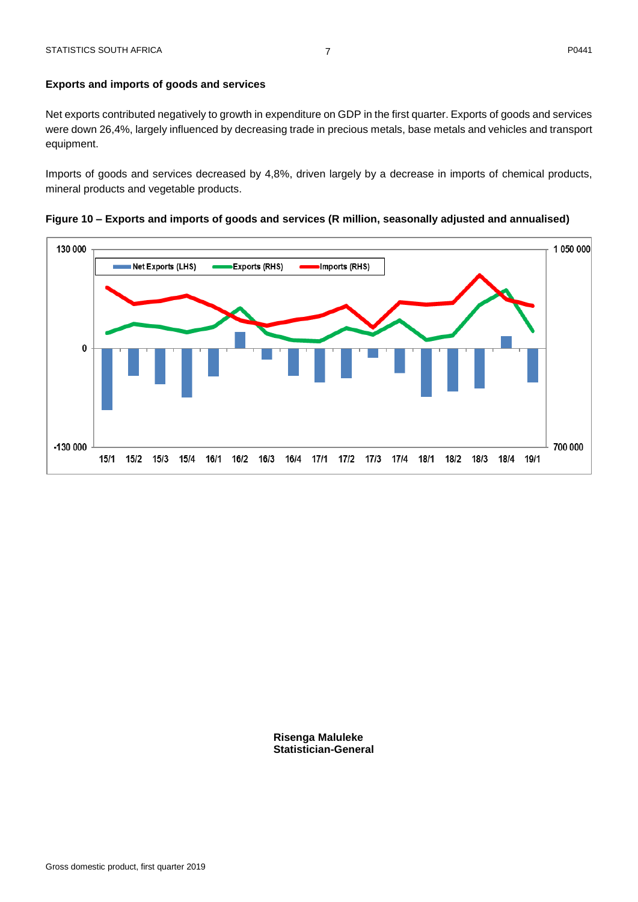### Exports and imports of goods and services

Net exports contributed negatively to growth in expenditure on GDP in the first quarter. Exports of goods and services were down 26,4%, largely influenced by decreasing trade in precious metals, base metals and vehicles and transport equipment.

Imports of goods and services decreased by 4,8%, driven largely by a decrease in imports of chemical products, mineral products and vegetable products.

**Figure 10 – Exports and imports of goods and services (R million, seasonally adjusted and annualised)**

**Risenga Maluleke**
**Statistician-General**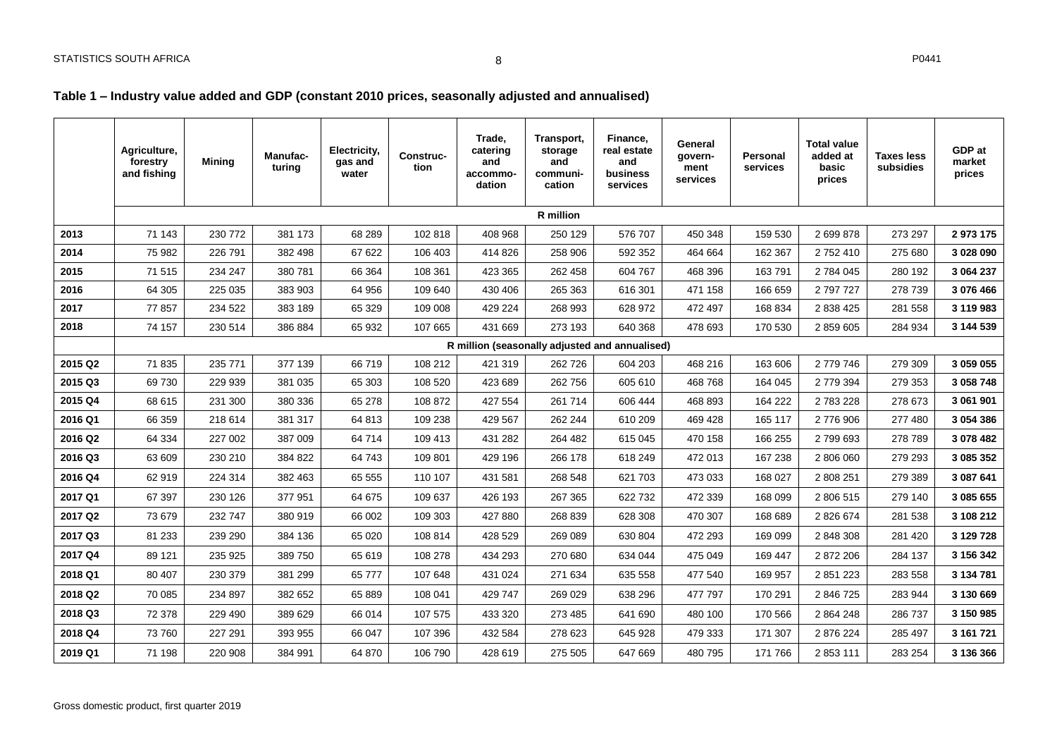## Table 1 – Industry value added and GDP (constant 2010 prices, seasonally adjusted and annualised)

| | Agriculture, forestry and fishing | Mining | Manufac-turing | Electricity, gas and water | Construc-tion | Trade, catering and accommo-dation | Transport, storage and communi-cation | Finance, real estate and business services | General govern-ment services | Personal services | Total value added at basic prices | Taxes less subsidies | GDP at market prices |
|---|---|---|---|---|---|---|---|---|---|---|---|---|---|
| | R million | | | | | | | | | | | | |
| **2013** | 71 143 | 230 772 | 381 173 | 68 289 | 102 818 | 408 968 | 250 129 | 576 707 | 450 348 | 159 530 | 2 699 878 | 273 297 | **2 973 175** |
| **2014** | 75 982 | 226 791 | 382 498 | 67 622 | 106 403 | 414 826 | 258 906 | 592 352 | 464 664 | 162 367 | 2 752 410 | 275 680 | **3 028 090** |
| **2015** | 71 515 | 234 247 | 380 781 | 66 364 | 108 361 | 423 365 | 262 458 | 604 767 | 468 396 | 163 791 | 2 784 045 | 280 192 | **3 064 237** |
| **2016** | 64 305 | 225 035 | 383 903 | 64 956 | 109 640 | 430 406 | 265 363 | 616 301 | 471 158 | 166 659 | 2 797 727 | 278 739 | **3 076 466** |
| **2017** | 77 857 | 234 522 | 383 189 | 65 329 | 109 008 | 429 224 | 268 993 | 628 972 | 472 497 | 168 834 | 2 838 425 | 281 558 | **3 119 983** |
| **2018** | 74 157 | 230 514 | 386 884 | 65 932 | 107 665 | 431 669 | 273 193 | 640 368 | 478 693 | 170 530 | 2 859 605 | 284 934 | **3 144 539** |
| | R million (seasonally adjusted and annualised) | | | | | | | | | | | | |
| **2015 Q2** | 71 835 | 235 771 | 377 139 | 66 719 | 108 212 | 421 319 | 262 726 | 604 203 | 468 216 | 163 606 | 2 779 746 | 279 309 | **3 059 055** |
| **2015 Q3** | 69 730 | 229 939 | 381 035 | 65 303 | 108 520 | 423 689 | 262 756 | 605 610 | 468 768 | 164 045 | 2 779 394 | 279 353 | **3 058 748** |
| **2015 Q4** | 68 615 | 231 300 | 380 336 | 65 278 | 108 872 | 427 554 | 261 714 | 606 444 | 468 893 | 164 222 | 2 783 228 | 278 673 | **3 061 901** |
| **2016 Q1** | 66 359 | 218 614 | 381 317 | 64 813 | 109 238 | 429 567 | 262 244 | 610 209 | 469 428 | 165 117 | 2 776 906 | 277 480 | **3 054 386** |
| **2016 Q2** | 64 334 | 227 002 | 387 009 | 64 714 | 109 413 | 431 282 | 264 482 | 615 045 | 470 158 | 166 255 | 2 799 693 | 278 789 | **3 078 482** |
| **2016 Q3** | 63 609 | 230 210 | 384 822 | 64 743 | 109 801 | 429 196 | 266 178 | 618 249 | 472 013 | 167 238 | 2 806 060 | 279 293 | **3 085 352** |
| **2016 Q4** | 62 919 | 224 314 | 382 463 | 65 555 | 110 107 | 431 581 | 268 548 | 621 703 | 473 033 | 168 027 | 2 808 251 | 279 389 | **3 087 641** |
| **2017 Q1** | 67 397 | 230 126 | 377 951 | 64 675 | 109 637 | 426 193 | 267 365 | 622 732 | 472 339 | 168 099 | 2 806 515 | 279 140 | **3 085 655** |
| **2017 Q2** | 73 679 | 232 747 | 380 919 | 66 002 | 109 303 | 427 880 | 268 839 | 628 308 | 470 307 | 168 689 | 2 826 674 | 281 538 | **3 108 212** |
| **2017 Q3** | 81 233 | 239 290 | 384 136 | 65 020 | 108 814 | 428 529 | 269 089 | 630 804 | 472 293 | 169 099 | 2 848 308 | 281 420 | **3 129 728** |
| **2017 Q4** | 89 121 | 235 925 | 389 750 | 65 619 | 108 278 | 434 293 | 270 680 | 634 044 | 475 049 | 169 447 | 2 872 206 | 284 137 | **3 156 342** |
| **2018 Q1** | 80 407 | 230 379 | 381 299 | 65 777 | 107 648 | 431 024 | 271 634 | 635 558 | 477 540 | 169 957 | 2 851 223 | 283 558 | **3 134 781** |
| **2018 Q2** | 70 085 | 234 897 | 382 652 | 65 889 | 108 041 | 429 747 | 269 029 | 638 296 | 477 797 | 170 291 | 2 846 725 | 283 944 | **3 130 669** |
| **2018 Q3** | 72 378 | 229 490 | 389 629 | 66 014 | 107 575 | 433 320 | 273 485 | 641 690 | 480 100 | 170 566 | 2 864 248 | 286 737 | **3 150 985** |
| **2018 Q4** | 73 760 | 227 291 | 393 955 | 66 047 | 107 396 | 432 584 | 278 623 | 645 928 | 479 333 | 171 307 | 2 876 224 | 285 497 | **3 161 721** |
| **2019 Q1** | 71 198 | 220 908 | 384 991 | 64 870 | 106 790 | 428 619 | 275 505 | 647 669 | 480 795 | 171 766 | 2 853 111 | 283 254 | **3 136 366** |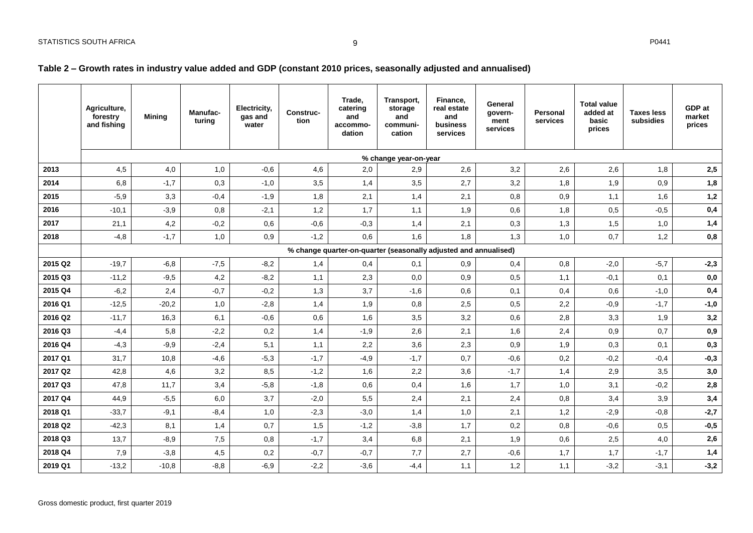## Table 2 – Growth rates in industry value added and GDP (constant 2010 prices, seasonally adjusted and annualised)

| | Agriculture, forestry and fishing | Mining | Manufac-turing | Electricity, gas and water | Construc-tion | Trade, catering and accommo-dation | Transport, storage and communi-cation | Finance, real estate and business services | General govern-ment services | Personal services | Total value added at basic prices | Taxes less subsidies | GDP at market prices |
|---|---|---|---|---|---|---|---|---|---|---|---|---|---|
| | % change year-on-year | | | | | | | | | | | | |
| **2013** | 4,5 | 4,0 | 1,0 | -0,6 | 4,6 | 2,0 | 2,9 | 2,6 | 3,2 | 2,6 | 2,6 | 1,8 | **2,5** |
| **2014** | 6,8 | -1,7 | 0,3 | -1,0 | 3,5 | 1,4 | 3,5 | 2,7 | 3,2 | 1,8 | 1,9 | 0,9 | **1,8** |
| **2015** | -5,9 | 3,3 | -0,4 | -1,9 | 1,8 | 2,1 | 1,4 | 2,1 | 0,8 | 0,9 | 1,1 | 1,6 | **1,2** |
| **2016** | -10,1 | -3,9 | 0,8 | -2,1 | 1,2 | 1,7 | 1,1 | 1,9 | 0,6 | 1,8 | 0,5 | -0,5 | **0,4** |
| **2017** | 21,1 | 4,2 | -0,2 | 0,6 | -0,6 | -0,3 | 1,4 | 2,1 | 0,3 | 1,3 | 1,5 | 1,0 | **1,4** |
| **2018** | -4,8 | -1,7 | 1,0 | 0,9 | -1,2 | 0,6 | 1,6 | 1,8 | 1,3 | 1,0 | 0,7 | 1,2 | **0,8** |
| | % change quarter-on-quarter (seasonally adjusted and annualised) | | | | | | | | | | | | |
| **2015 Q2** | -19,7 | -6,8 | -7,5 | -8,2 | 1,4 | 0,4 | 0,1 | 0,9 | 0,4 | 0,8 | -2,0 | -5,7 | **-2,3** |
| **2015 Q3** | -11,2 | -9,5 | 4,2 | -8,2 | 1,1 | 2,3 | 0,0 | 0,9 | 0,5 | 1,1 | -0,1 | 0,1 | **0,0** |
| **2015 Q4** | -6,2 | 2,4 | -0,7 | -0,2 | 1,3 | 3,7 | -1,6 | 0,6 | 0,1 | 0,4 | 0,6 | -1,0 | **0,4** |
| **2016 Q1** | -12,5 | -20,2 | 1,0 | -2,8 | 1,4 | 1,9 | 0,8 | 2,5 | 0,5 | 2,2 | -0,9 | -1,7 | **-1,0** |
| **2016 Q2** | -11,7 | 16,3 | 6,1 | -0,6 | 0,6 | 1,6 | 3,5 | 3,2 | 0,6 | 2,8 | 3,3 | 1,9 | **3,2** |
| **2016 Q3** | -4,4 | 5,8 | -2,2 | 0,2 | 1,4 | -1,9 | 2,6 | 2,1 | 1,6 | 2,4 | 0,9 | 0,7 | **0,9** |
| **2016 Q4** | -4,3 | -9,9 | -2,4 | 5,1 | 1,1 | 2,2 | 3,6 | 2,3 | 0,9 | 1,9 | 0,3 | 0,1 | **0,3** |
| **2017 Q1** | 31,7 | 10,8 | -4,6 | -5,3 | -1,7 | -4,9 | -1,7 | 0,7 | -0,6 | 0,2 | -0,2 | -0,4 | **-0,3** |
| **2017 Q2** | 42,8 | 4,6 | 3,2 | 8,5 | -1,2 | 1,6 | 2,2 | 3,6 | -1,7 | 1,4 | 2,9 | 3,5 | **3,0** |
| **2017 Q3** | 47,8 | 11,7 | 3,4 | -5,8 | -1,8 | 0,6 | 0,4 | 1,6 | 1,7 | 1,0 | 3,1 | -0,2 | **2,8** |
| **2017 Q4** | 44,9 | -5,5 | 6,0 | 3,7 | -2,0 | 5,5 | 2,4 | 2,1 | 2,4 | 0,8 | 3,4 | 3,9 | **3,4** |
| **2018 Q1** | -33,7 | -9,1 | -8,4 | 1,0 | -2,3 | -3,0 | 1,4 | 1,0 | 2,1 | 1,2 | -2,9 | -0,8 | **-2,7** |
| **2018 Q2** | -42,3 | 8,1 | 1,4 | 0,7 | 1,5 | -1,2 | -3,8 | 1,7 | 0,2 | 0,8 | -0,6 | 0,5 | **-0,5** |
| **2018 Q3** | 13,7 | -8,9 | 7,5 | 0,8 | -1,7 | 3,4 | 6,8 | 2,1 | 1,9 | 0,6 | 2,5 | 4,0 | **2,6** |
| **2018 Q4** | 7,9 | -3,8 | 4,5 | 0,2 | -0,7 | -0,7 | 7,7 | 2,7 | -0,6 | 1,7 | 1,7 | -1,7 | **1,4** |
| **2019 Q1** | -13,2 | -10,8 | -8,8 | -6,9 | -2,2 | -3,6 | -4,4 | 1,1 | 1,2 | 1,1 | -3,2 | -3,1 | **-3,2** |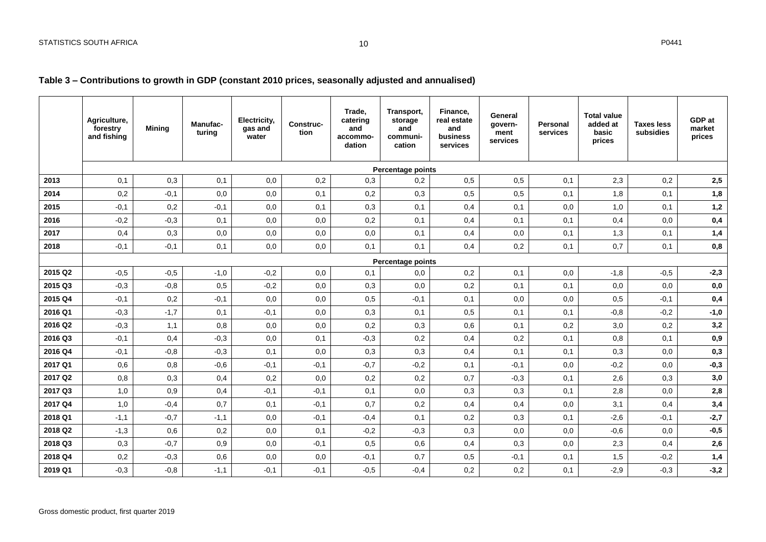**Table 3 – Contributions to growth in GDP (constant 2010 prices, seasonally adjusted and annualised)**

| | Agriculture, forestry and fishing | Mining | Manufac-turing | Electricity, gas and water | Construc-tion | Trade, catering and accommo-dation | Transport, storage and communi-cation | Finance, real estate and business services | General govern-ment services | Personal services | Total value added at basic prices | Taxes less subsidies | GDP at market prices |
|---|---|---|---|---|---|---|---|---|---|---|---|---|---|
| | Percentage points | | | | | | | | | | | | |
| **2013** | 0,1 | 0,3 | 0,1 | 0,0 | 0,2 | 0,3 | 0,2 | 0,5 | 0,5 | 0,1 | 2,3 | 0,2 | **2,5** |
| **2014** | 0,2 | -0,1 | 0,0 | 0,0 | 0,1 | 0,2 | 0,3 | 0,5 | 0,5 | 0,1 | 1,8 | 0,1 | **1,8** |
| **2015** | -0,1 | 0,2 | -0,1 | 0,0 | 0,1 | 0,3 | 0,1 | 0,4 | 0,1 | 0,0 | 1,0 | 0,1 | **1,2** |
| **2016** | -0,2 | -0,3 | 0,1 | 0,0 | 0,0 | 0,2 | 0,1 | 0,4 | 0,1 | 0,1 | 0,4 | 0,0 | **0,4** |
| **2017** | 0,4 | 0,3 | 0,0 | 0,0 | 0,0 | 0,0 | 0,1 | 0,4 | 0,0 | 0,1 | 1,3 | 0,1 | **1,4** |
| **2018** | -0,1 | -0,1 | 0,1 | 0,0 | 0,0 | 0,1 | 0,1 | 0,4 | 0,2 | 0,1 | 0,7 | 0,1 | **0,8** |
| | Percentage points | | | | | | | | | | | | |
| **2015 Q2** | -0,5 | -0,5 | -1,0 | -0,2 | 0,0 | 0,1 | 0,0 | 0,2 | 0,1 | 0,0 | -1,8 | -0,5 | **-2,3** |
| **2015 Q3** | -0,3 | -0,8 | 0,5 | -0,2 | 0,0 | 0,3 | 0,0 | 0,2 | 0,1 | 0,1 | 0,0 | 0,0 | **0,0** |
| **2015 Q4** | -0,1 | 0,2 | -0,1 | 0,0 | 0,0 | 0,5 | -0,1 | 0,1 | 0,0 | 0,0 | 0,5 | -0,1 | **0,4** |
| **2016 Q1** | -0,3 | -1,7 | 0,1 | -0,1 | 0,0 | 0,3 | 0,1 | 0,5 | 0,1 | 0,1 | -0,8 | -0,2 | **-1,0** |
| **2016 Q2** | -0,3 | 1,1 | 0,8 | 0,0 | 0,0 | 0,2 | 0,3 | 0,6 | 0,1 | 0,2 | 3,0 | 0,2 | **3,2** |
| **2016 Q3** | -0,1 | 0,4 | -0,3 | 0,0 | 0,1 | -0,3 | 0,2 | 0,4 | 0,2 | 0,1 | 0,8 | 0,1 | **0,9** |
| **2016 Q4** | -0,1 | -0,8 | -0,3 | 0,1 | 0,0 | 0,3 | 0,3 | 0,4 | 0,1 | 0,1 | 0,3 | 0,0 | **0,3** |
| **2017 Q1** | 0,6 | 0,8 | -0,6 | -0,1 | -0,1 | -0,7 | -0,2 | 0,1 | -0,1 | 0,0 | -0,2 | 0,0 | **-0,3** |
| **2017 Q2** | 0,8 | 0,3 | 0,4 | 0,2 | 0,0 | 0,2 | 0,2 | 0,7 | -0,3 | 0,1 | 2,6 | 0,3 | **3,0** |
| **2017 Q3** | 1,0 | 0,9 | 0,4 | -0,1 | -0,1 | 0,1 | 0,0 | 0,3 | 0,3 | 0,1 | 2,8 | 0,0 | **2,8** |
| **2017 Q4** | 1,0 | -0,4 | 0,7 | 0,1 | -0,1 | 0,7 | 0,2 | 0,4 | 0,4 | 0,0 | 3,1 | 0,4 | **3,4** |
| **2018 Q1** | -1,1 | -0,7 | -1,1 | 0,0 | -0,1 | -0,4 | 0,1 | 0,2 | 0,3 | 0,1 | -2,6 | -0,1 | **-2,7** |
| **2018 Q2** | -1,3 | 0,6 | 0,2 | 0,0 | 0,1 | -0,2 | -0,3 | 0,3 | 0,0 | 0,0 | -0,6 | 0,0 | **-0,5** |
| **2018 Q3** | 0,3 | -0,7 | 0,9 | 0,0 | -0,1 | 0,5 | 0,6 | 0,4 | 0,3 | 0,0 | 2,3 | 0,4 | **2,6** |
| **2018 Q4** | 0,2 | -0,3 | 0,6 | 0,0 | 0,0 | -0,1 | 0,7 | 0,5 | -0,1 | 0,1 | 1,5 | -0,2 | **1,4** |
| **2019 Q1** | -0,3 | -0,8 | -1,1 | -0,1 | -0,1 | -0,5 | -0,4 | 0,2 | 0,2 | 0,1 | -2,9 | -0,3 | **-3,2** |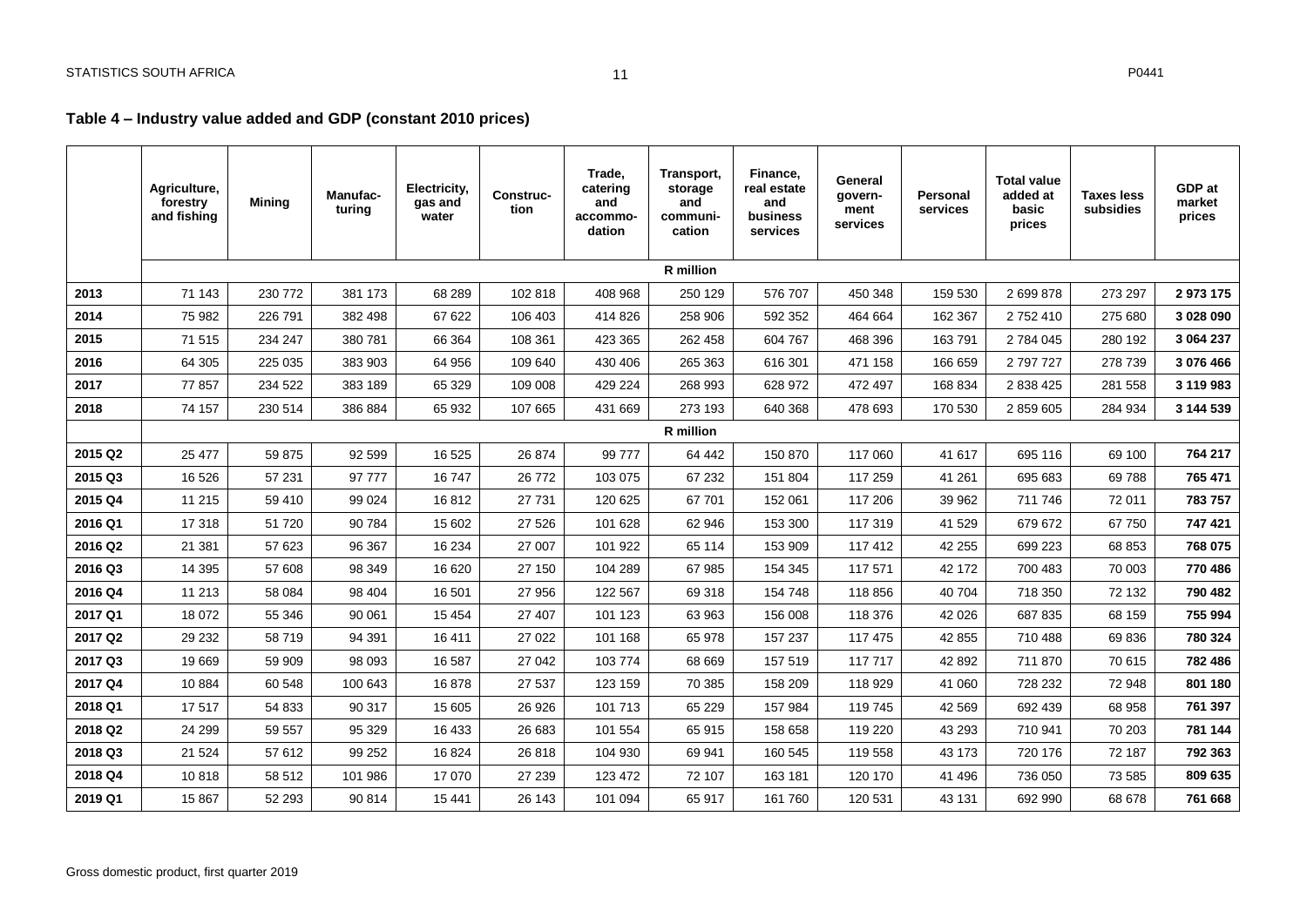## Table 4 – Industry value added and GDP (constant 2010 prices)

| | Agriculture, forestry and fishing | Mining | Manufac-turing | Electricity, gas and water | Construc-tion | Trade, catering and accommo-dation | Transport, storage and communi-cation | Finance, real estate and business services | General govern-ment services | Personal services | Total value added at basic prices | Taxes less subsidies | GDP at market prices |
|---|---|---|---|---|---|---|---|---|---|---|---|---|---|
| | R million | | | | | | | | | | | | |
| **2013** | 71 143 | 230 772 | 381 173 | 68 289 | 102 818 | 408 968 | 250 129 | 576 707 | 450 348 | 159 530 | 2 699 878 | 273 297 | **2 973 175** |
| **2014** | 75 982 | 226 791 | 382 498 | 67 622 | 106 403 | 414 826 | 258 906 | 592 352 | 464 664 | 162 367 | 2 752 410 | 275 680 | **3 028 090** |
| **2015** | 71 515 | 234 247 | 380 781 | 66 364 | 108 361 | 423 365 | 262 458 | 604 767 | 468 396 | 163 791 | 2 784 045 | 280 192 | **3 064 237** |
| **2016** | 64 305 | 225 035 | 383 903 | 64 956 | 109 640 | 430 406 | 265 363 | 616 301 | 471 158 | 166 659 | 2 797 727 | 278 739 | **3 076 466** |
| **2017** | 77 857 | 234 522 | 383 189 | 65 329 | 109 008 | 429 224 | 268 993 | 628 972 | 472 497 | 168 834 | 2 838 425 | 281 558 | **3 119 983** |
| **2018** | 74 157 | 230 514 | 386 884 | 65 932 | 107 665 | 431 669 | 273 193 | 640 368 | 478 693 | 170 530 | 2 859 605 | 284 934 | **3 144 539** |
| | R million | | | | | | | | | | | | |
| **2015 Q2** | 25 477 | 59 875 | 92 599 | 16 525 | 26 874 | 99 777 | 64 442 | 150 870 | 117 060 | 41 617 | 695 116 | 69 100 | **764 217** |
| **2015 Q3** | 16 526 | 57 231 | 97 777 | 16 747 | 26 772 | 103 075 | 67 232 | 151 804 | 117 259 | 41 261 | 695 683 | 69 788 | **765 471** |
| **2015 Q4** | 11 215 | 59 410 | 99 024 | 16 812 | 27 731 | 120 625 | 67 701 | 152 061 | 117 206 | 39 962 | 711 746 | 72 011 | **783 757** |
| **2016 Q1** | 17 318 | 51 720 | 90 784 | 15 602 | 27 526 | 101 628 | 62 946 | 153 300 | 117 319 | 41 529 | 679 672 | 67 750 | **747 421** |
| **2016 Q2** | 21 381 | 57 623 | 96 367 | 16 234 | 27 007 | 101 922 | 65 114 | 153 909 | 117 412 | 42 255 | 699 223 | 68 853 | **768 075** |
| **2016 Q3** | 14 395 | 57 608 | 98 349 | 16 620 | 27 150 | 104 289 | 67 985 | 154 345 | 117 571 | 42 172 | 700 483 | 70 003 | **770 486** |
| **2016 Q4** | 11 213 | 58 084 | 98 404 | 16 501 | 27 956 | 122 567 | 69 318 | 154 748 | 118 856 | 40 704 | 718 350 | 72 132 | **790 482** |
| **2017 Q1** | 18 072 | 55 346 | 90 061 | 15 454 | 27 407 | 101 123 | 63 963 | 156 008 | 118 376 | 42 026 | 687 835 | 68 159 | **755 994** |
| **2017 Q2** | 29 232 | 58 719 | 94 391 | 16 411 | 27 022 | 101 168 | 65 978 | 157 237 | 117 475 | 42 855 | 710 488 | 69 836 | **780 324** |
| **2017 Q3** | 19 669 | 59 909 | 98 093 | 16 587 | 27 042 | 103 774 | 68 669 | 157 519 | 117 717 | 42 892 | 711 870 | 70 615 | **782 486** |
| **2017 Q4** | 10 884 | 60 548 | 100 643 | 16 878 | 27 537 | 123 159 | 70 385 | 158 209 | 118 929 | 41 060 | 728 232 | 72 948 | **801 180** |
| **2018 Q1** | 17 517 | 54 833 | 90 317 | 15 605 | 26 926 | 101 713 | 65 229 | 157 984 | 119 745 | 42 569 | 692 439 | 68 958 | **761 397** |
| **2018 Q2** | 24 299 | 59 557 | 95 329 | 16 433 | 26 683 | 101 554 | 65 915 | 158 658 | 119 220 | 43 293 | 710 941 | 70 203 | **781 144** |
| **2018 Q3** | 21 524 | 57 612 | 99 252 | 16 824 | 26 818 | 104 930 | 69 941 | 160 545 | 119 558 | 43 173 | 720 176 | 72 187 | **792 363** |
| **2018 Q4** | 10 818 | 58 512 | 101 986 | 17 070 | 27 239 | 123 472 | 72 107 | 163 181 | 120 170 | 41 496 | 736 050 | 73 585 | **809 635** |
| **2019 Q1** | 15 867 | 52 293 | 90 814 | 15 441 | 26 143 | 101 094 | 65 917 | 161 760 | 120 531 | 43 131 | 692 990 | 68 678 | **761 668** |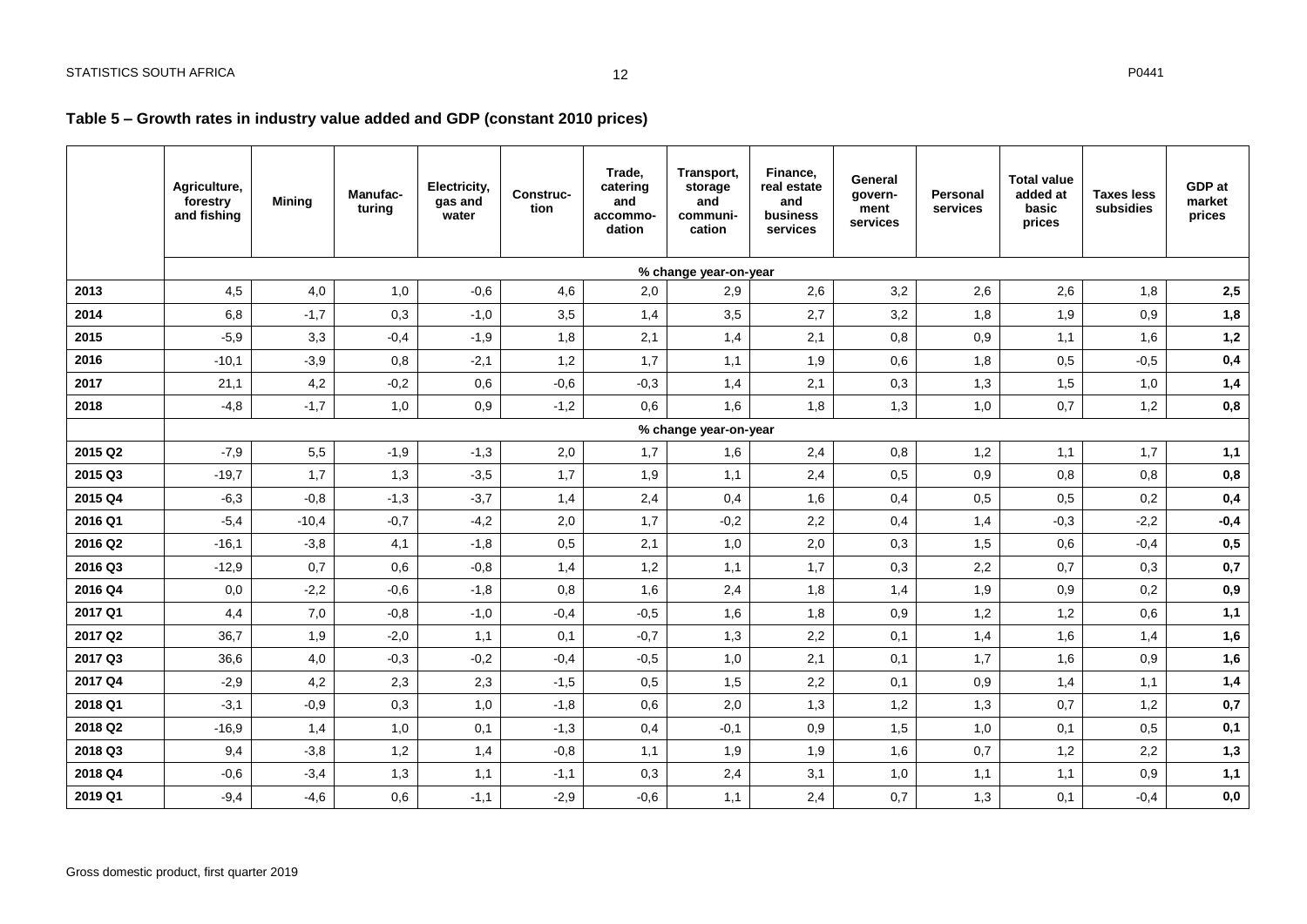## Table 5 – Growth rates in industry value added and GDP (constant 2010 prices)

| | Agriculture, forestry and fishing | Mining | Manufac-turing | Electricity, gas and water | Construc-tion | Trade, catering and accommo-dation | Transport, storage and communi-cation | Finance, real estate and business services | General govern-ment services | Personal services | Total value added at basic prices | Taxes less subsidies | GDP at market prices |
|---|---|---|---|---|---|---|---|---|---|---|---|---|---|
| | % change year-on-year | | | | | | | | | | | | |
| **2013** | 4,5 | 4,0 | 1,0 | -0,6 | 4,6 | 2,0 | 2,9 | 2,6 | 3,2 | 2,6 | 2,6 | 1,8 | **2,5** |
| **2014** | 6,8 | -1,7 | 0,3 | -1,0 | 3,5 | 1,4 | 3,5 | 2,7 | 3,2 | 1,8 | 1,9 | 0,9 | **1,8** |
| **2015** | -5,9 | 3,3 | -0,4 | -1,9 | 1,8 | 2,1 | 1,4 | 2,1 | 0,8 | 0,9 | 1,1 | 1,6 | **1,2** |
| **2016** | -10,1 | -3,9 | 0,8 | -2,1 | 1,2 | 1,7 | 1,1 | 1,9 | 0,6 | 1,8 | 0,5 | -0,5 | **0,4** |
| **2017** | 21,1 | 4,2 | -0,2 | 0,6 | -0,6 | -0,3 | 1,4 | 2,1 | 0,3 | 1,3 | 1,5 | 1,0 | **1,4** |
| **2018** | -4,8 | -1,7 | 1,0 | 0,9 | -1,2 | 0,6 | 1,6 | 1,8 | 1,3 | 1,0 | 0,7 | 1,2 | **0,8** |
| | % change year-on-year | | | | | | | | | | | | |
| **2015 Q2** | -7,9 | 5,5 | -1,9 | -1,3 | 2,0 | 1,7 | 1,6 | 2,4 | 0,8 | 1,2 | 1,1 | 1,7 | **1,1** |
| **2015 Q3** | -19,7 | 1,7 | 1,3 | -3,5 | 1,7 | 1,9 | 1,1 | 2,4 | 0,5 | 0,9 | 0,8 | 0,8 | **0,8** |
| **2015 Q4** | -6,3 | -0,8 | -1,3 | -3,7 | 1,4 | 2,4 | 0,4 | 1,6 | 0,4 | 0,5 | 0,5 | 0,2 | **0,4** |
| **2016 Q1** | -5,4 | -10,4 | -0,7 | -4,2 | 2,0 | 1,7 | -0,2 | 2,2 | 0,4 | 1,4 | -0,3 | -2,2 | **-0,4** |
| **2016 Q2** | -16,1 | -3,8 | 4,1 | -1,8 | 0,5 | 2,1 | 1,0 | 2,0 | 0,3 | 1,5 | 0,6 | -0,4 | **0,5** |
| **2016 Q3** | -12,9 | 0,7 | 0,6 | -0,8 | 1,4 | 1,2 | 1,1 | 1,7 | 0,3 | 2,2 | 0,7 | 0,3 | **0,7** |
| **2016 Q4** | 0,0 | -2,2 | -0,6 | -1,8 | 0,8 | 1,6 | 2,4 | 1,8 | 1,4 | 1,9 | 0,9 | 0,2 | **0,9** |
| **2017 Q1** | 4,4 | 7,0 | -0,8 | -1,0 | -0,4 | -0,5 | 1,6 | 1,8 | 0,9 | 1,2 | 1,2 | 0,6 | **1,1** |
| **2017 Q2** | 36,7 | 1,9 | -2,0 | 1,1 | 0,1 | -0,7 | 1,3 | 2,2 | 0,1 | 1,4 | 1,6 | 1,4 | **1,6** |
| **2017 Q3** | 36,6 | 4,0 | -0,3 | -0,2 | -0,4 | -0,5 | 1,0 | 2,1 | 0,1 | 1,7 | 1,6 | 0,9 | **1,6** |
| **2017 Q4** | -2,9 | 4,2 | 2,3 | 2,3 | -1,5 | 0,5 | 1,5 | 2,2 | 0,1 | 0,9 | 1,4 | 1,1 | **1,4** |
| **2018 Q1** | -3,1 | -0,9 | 0,3 | 1,0 | -1,8 | 0,6 | 2,0 | 1,3 | 1,2 | 1,3 | 0,7 | 1,2 | **0,7** |
| **2018 Q2** | -16,9 | 1,4 | 1,0 | 0,1 | -1,3 | 0,4 | -0,1 | 0,9 | 1,5 | 1,0 | 0,1 | 0,5 | **0,1** |
| **2018 Q3** | 9,4 | -3,8 | 1,2 | 1,4 | -0,8 | 1,1 | 1,9 | 1,9 | 1,6 | 0,7 | 1,2 | 2,2 | **1,3** |
| **2018 Q4** | -0,6 | -3,4 | 1,3 | 1,1 | -1,1 | 0,3 | 2,4 | 3,1 | 1,0 | 1,1 | 1,1 | 0,9 | **1,1** |
| **2019 Q1** | -9,4 | -4,6 | 0,6 | -1,1 | -2,9 | -0,6 | 1,1 | 2,4 | 0,7 | 1,3 | 0,1 | -0,4 | **0,0** |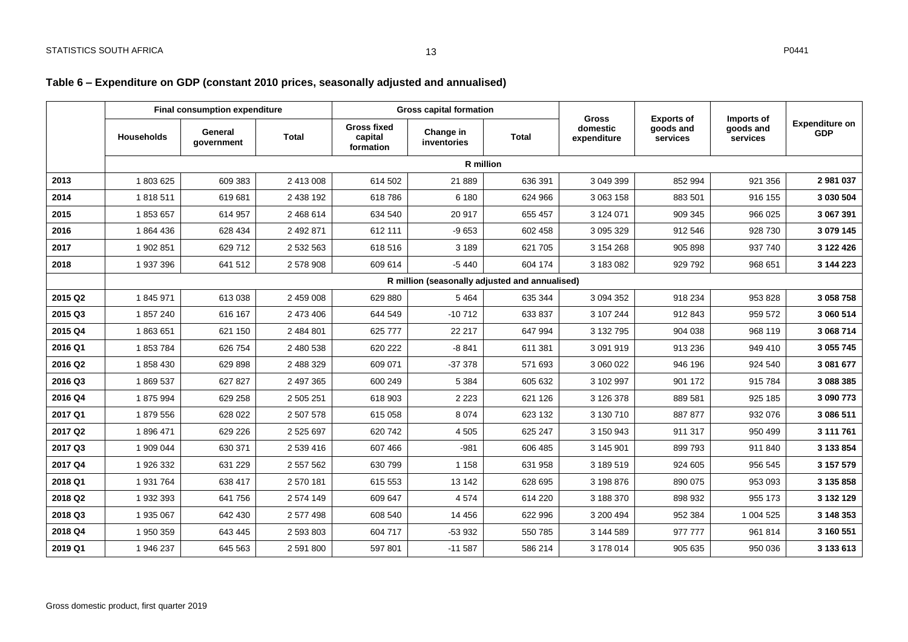## Table 6 – Expenditure on GDP (constant 2010 prices, seasonally adjusted and annualised)

| | Final consumption expenditure | | | Gross capital formation | | | Gross domestic expenditure | Exports of goods and services | Imports of goods and services | Expenditure on GDP |
|---|---|---|---|---|---|---|---|---|---|---|
| | Households | General government | Total | Gross fixed capital formation | Change in inventories | Total | | | | |
| | **R million** | | | | | | | | | |
| **2013** | 1 803 625 | 609 383 | 2 413 008 | 614 502 | 21 889 | 636 391 | 3 049 399 | 852 994 | 921 356 | **2 981 037** |
| **2014** | 1 818 511 | 619 681 | 2 438 192 | 618 786 | 6 180 | 624 966 | 3 063 158 | 883 501 | 916 155 | **3 030 504** |
| **2015** | 1 853 657 | 614 957 | 2 468 614 | 634 540 | 20 917 | 655 457 | 3 124 071 | 909 345 | 966 025 | **3 067 391** |
| **2016** | 1 864 436 | 628 434 | 2 492 871 | 612 111 | -9 653 | 602 458 | 3 095 329 | 912 546 | 928 730 | **3 079 145** |
| **2017** | 1 902 851 | 629 712 | 2 532 563 | 618 516 | 3 189 | 621 705 | 3 154 268 | 905 898 | 937 740 | **3 122 426** |
| **2018** | 1 937 396 | 641 512 | 2 578 908 | 609 614 | -5 440 | 604 174 | 3 183 082 | 929 792 | 968 651 | **3 144 223** |
| | **R million (seasonally adjusted and annualised)** | | | | | | | | | |
| **2015 Q2** | 1 845 971 | 613 038 | 2 459 008 | 629 880 | 5 464 | 635 344 | 3 094 352 | 918 234 | 953 828 | **3 058 758** |
| **2015 Q3** | 1 857 240 | 616 167 | 2 473 406 | 644 549 | -10 712 | 633 837 | 3 107 244 | 912 843 | 959 572 | **3 060 514** |
| **2015 Q4** | 1 863 651 | 621 150 | 2 484 801 | 625 777 | 22 217 | 647 994 | 3 132 795 | 904 038 | 968 119 | **3 068 714** |
| **2016 Q1** | 1 853 784 | 626 754 | 2 480 538 | 620 222 | -8 841 | 611 381 | 3 091 919 | 913 236 | 949 410 | **3 055 745** |
| **2016 Q2** | 1 858 430 | 629 898 | 2 488 329 | 609 071 | -37 378 | 571 693 | 3 060 022 | 946 196 | 924 540 | **3 081 677** |
| **2016 Q3** | 1 869 537 | 627 827 | 2 497 365 | 600 249 | 5 384 | 605 632 | 3 102 997 | 901 172 | 915 784 | **3 088 385** |
| **2016 Q4** | 1 875 994 | 629 258 | 2 505 251 | 618 903 | 2 223 | 621 126 | 3 126 378 | 889 581 | 925 185 | **3 090 773** |
| **2017 Q1** | 1 879 556 | 628 022 | 2 507 578 | 615 058 | 8 074 | 623 132 | 3 130 710 | 887 877 | 932 076 | **3 086 511** |
| **2017 Q2** | 1 896 471 | 629 226 | 2 525 697 | 620 742 | 4 505 | 625 247 | 3 150 943 | 911 317 | 950 499 | **3 111 761** |
| **2017 Q3** | 1 909 044 | 630 371 | 2 539 416 | 607 466 | -981 | 606 485 | 3 145 901 | 899 793 | 911 840 | **3 133 854** |
| **2017 Q4** | 1 926 332 | 631 229 | 2 557 562 | 630 799 | 1 158 | 631 958 | 3 189 519 | 924 605 | 956 545 | **3 157 579** |
| **2018 Q1** | 1 931 764 | 638 417 | 2 570 181 | 615 553 | 13 142 | 628 695 | 3 198 876 | 890 075 | 953 093 | **3 135 858** |
| **2018 Q2** | 1 932 393 | 641 756 | 2 574 149 | 609 647 | 4 574 | 614 220 | 3 188 370 | 898 932 | 955 173 | **3 132 129** |
| **2018 Q3** | 1 935 067 | 642 430 | 2 577 498 | 608 540 | 14 456 | 622 996 | 3 200 494 | 952 384 | 1 004 525 | **3 148 353** |
| **2018 Q4** | 1 950 359 | 643 445 | 2 593 803 | 604 717 | -53 932 | 550 785 | 3 144 589 | 977 777 | 961 814 | **3 160 551** |
| **2019 Q1** | 1 946 237 | 645 563 | 2 591 800 | 597 801 | -11 587 | 586 214 | 3 178 014 | 905 635 | 950 036 | **3 133 613** |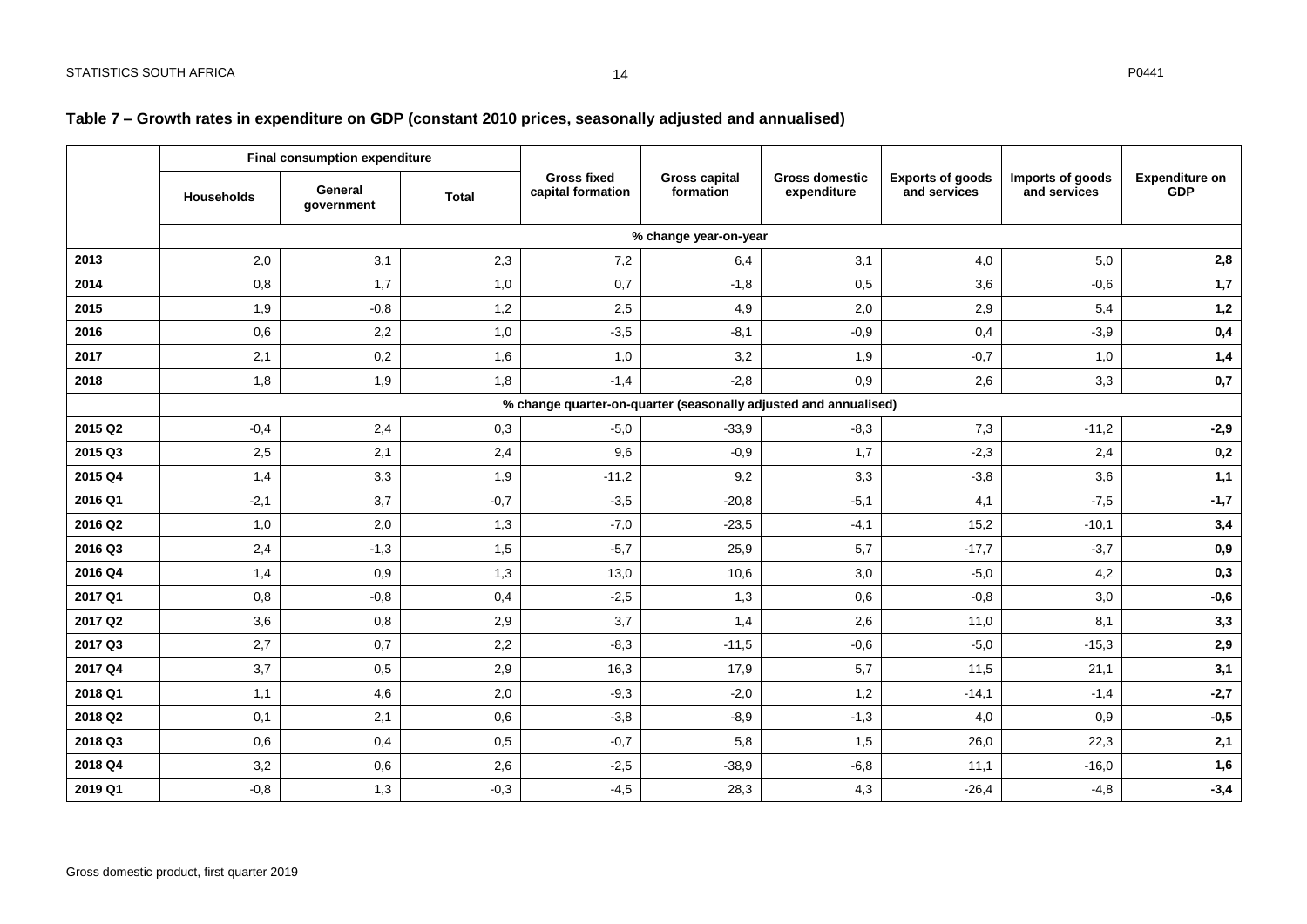## Table 7 – Growth rates in expenditure on GDP (constant 2010 prices, seasonally adjusted and annualised)

| | Final consumption expenditure | | | Gross fixed capital formation | Gross capital formation | Gross domestic expenditure | Exports of goods and services | Imports of goods and services | Expenditure on GDP |
|---|---|---|---|---|---|---|---|---|---|
| | Households | General government | Total | | | | | | |
| | % change year-on-year | | | | | | | | |
| **2013** | 2,0 | 3,1 | 2,3 | 7,2 | 6,4 | 3,1 | 4,0 | 5,0 | **2,8** |
| **2014** | 0,8 | 1,7 | 1,0 | 0,7 | -1,8 | 0,5 | 3,6 | -0,6 | **1,7** |
| **2015** | 1,9 | -0,8 | 1,2 | 2,5 | 4,9 | 2,0 | 2,9 | 5,4 | **1,2** |
| **2016** | 0,6 | 2,2 | 1,0 | -3,5 | -8,1 | -0,9 | 0,4 | -3,9 | **0,4** |
| **2017** | 2,1 | 0,2 | 1,6 | 1,0 | 3,2 | 1,9 | -0,7 | 1,0 | **1,4** |
| **2018** | 1,8 | 1,9 | 1,8 | -1,4 | -2,8 | 0,9 | 2,6 | 3,3 | **0,7** |
| | % change quarter-on-quarter (seasonally adjusted and annualised) | | | | | | | | |
| **2015 Q2** | -0,4 | 2,4 | 0,3 | -5,0 | -33,9 | -8,3 | 7,3 | -11,2 | **-2,9** |
| **2015 Q3** | 2,5 | 2,1 | 2,4 | 9,6 | -0,9 | 1,7 | -2,3 | 2,4 | **0,2** |
| **2015 Q4** | 1,4 | 3,3 | 1,9 | -11,2 | 9,2 | 3,3 | -3,8 | 3,6 | **1,1** |
| **2016 Q1** | -2,1 | 3,7 | -0,7 | -3,5 | -20,8 | -5,1 | 4,1 | -7,5 | **-1,7** |
| **2016 Q2** | 1,0 | 2,0 | 1,3 | -7,0 | -23,5 | -4,1 | 15,2 | -10,1 | **3,4** |
| **2016 Q3** | 2,4 | -1,3 | 1,5 | -5,7 | 25,9 | 5,7 | -17,7 | -3,7 | **0,9** |
| **2016 Q4** | 1,4 | 0,9 | 1,3 | 13,0 | 10,6 | 3,0 | -5,0 | 4,2 | **0,3** |
| **2017 Q1** | 0,8 | -0,8 | 0,4 | -2,5 | 1,3 | 0,6 | -0,8 | 3,0 | **-0,6** |
| **2017 Q2** | 3,6 | 0,8 | 2,9 | 3,7 | 1,4 | 2,6 | 11,0 | 8,1 | **3,3** |
| **2017 Q3** | 2,7 | 0,7 | 2,2 | -8,3 | -11,5 | -0,6 | -5,0 | -15,3 | **2,9** |
| **2017 Q4** | 3,7 | 0,5 | 2,9 | 16,3 | 17,9 | 5,7 | 11,5 | 21,1 | **3,1** |
| **2018 Q1** | 1,1 | 4,6 | 2,0 | -9,3 | -2,0 | 1,2 | -14,1 | -1,4 | **-2,7** |
| **2018 Q2** | 0,1 | 2,1 | 0,6 | -3,8 | -8,9 | -1,3 | 4,0 | 0,9 | **-0,5** |
| **2018 Q3** | 0,6 | 0,4 | 0,5 | -0,7 | 5,8 | 1,5 | 26,0 | 22,3 | **2,1** |
| **2018 Q4** | 3,2 | 0,6 | 2,6 | -2,5 | -38,9 | -6,8 | 11,1 | -16,0 | **1,6** |
| **2019 Q1** | -0,8 | 1,3 | -0,3 | -4,5 | 28,3 | 4,3 | -26,4 | -4,8 | **-3,4** |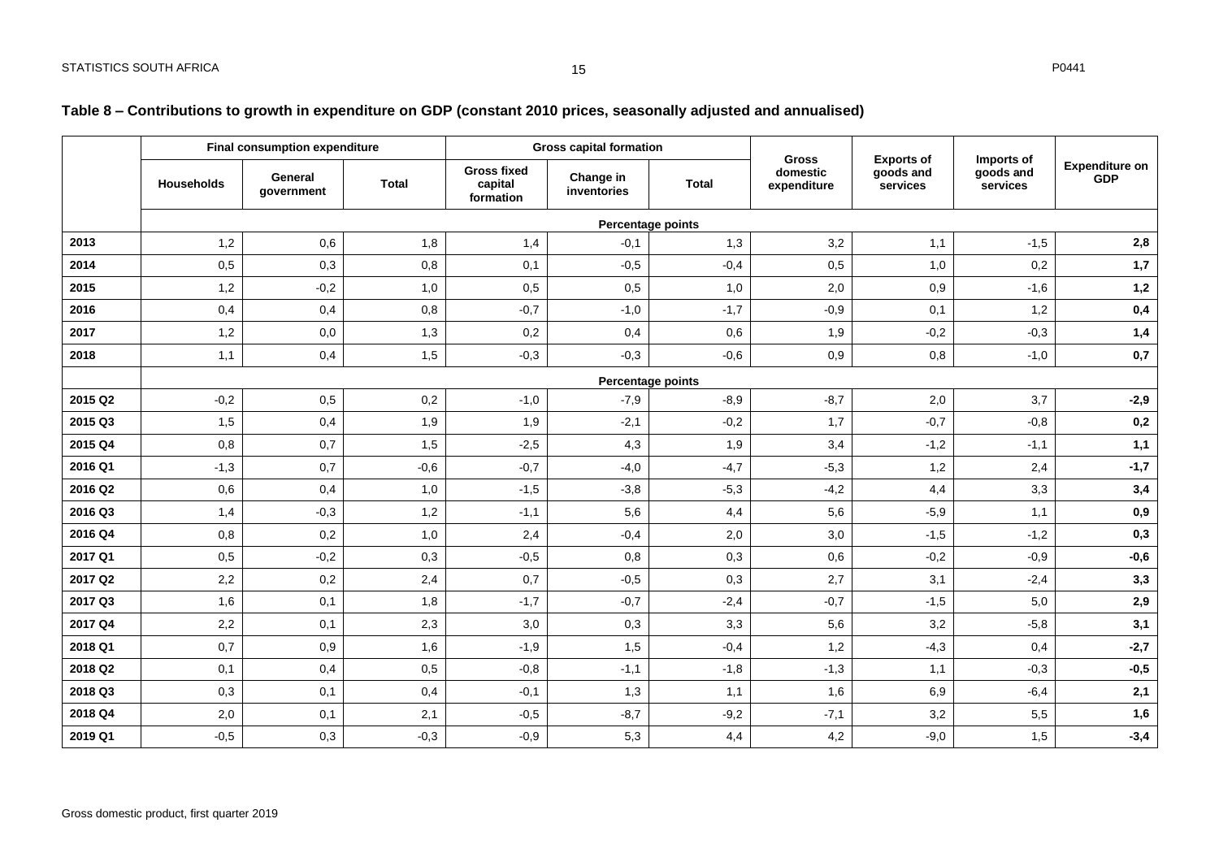**Table 8 – Contributions to growth in expenditure on GDP (constant 2010 prices, seasonally adjusted and annualised)**

| | Final consumption expenditure | | | Gross capital formation | | | Gross domestic expenditure | Exports of goods and services | Imports of goods and services | Expenditure on GDP |
|---|---|---|---|---|---|---|---|---|---|---|
| | Households | General government | Total | Gross fixed capital formation | Change in inventories | Total | | | | |
| | Percentage points | | | | | | | | | |
| **2013** | 1,2 | 0,6 | 1,8 | 1,4 | -0,1 | 1,3 | 3,2 | 1,1 | -1,5 | **2,8** |
| **2014** | 0,5 | 0,3 | 0,8 | 0,1 | -0,5 | -0,4 | 0,5 | 1,0 | 0,2 | **1,7** |
| **2015** | 1,2 | -0,2 | 1,0 | 0,5 | 0,5 | 1,0 | 2,0 | 0,9 | -1,6 | **1,2** |
| **2016** | 0,4 | 0,4 | 0,8 | -0,7 | -1,0 | -1,7 | -0,9 | 0,1 | 1,2 | **0,4** |
| **2017** | 1,2 | 0,0 | 1,3 | 0,2 | 0,4 | 0,6 | 1,9 | -0,2 | -0,3 | **1,4** |
| **2018** | 1,1 | 0,4 | 1,5 | -0,3 | -0,3 | -0,6 | 0,9 | 0,8 | -1,0 | **0,7** |
| | Percentage points | | | | | | | | | |
| **2015 Q2** | -0,2 | 0,5 | 0,2 | -1,0 | -7,9 | -8,9 | -8,7 | 2,0 | 3,7 | **-2,9** |
| **2015 Q3** | 1,5 | 0,4 | 1,9 | 1,9 | -2,1 | -0,2 | 1,7 | -0,7 | -0,8 | **0,2** |
| **2015 Q4** | 0,8 | 0,7 | 1,5 | -2,5 | 4,3 | 1,9 | 3,4 | -1,2 | -1,1 | **1,1** |
| **2016 Q1** | -1,3 | 0,7 | -0,6 | -0,7 | -4,0 | -4,7 | -5,3 | 1,2 | 2,4 | **-1,7** |
| **2016 Q2** | 0,6 | 0,4 | 1,0 | -1,5 | -3,8 | -5,3 | -4,2 | 4,4 | 3,3 | **3,4** |
| **2016 Q3** | 1,4 | -0,3 | 1,2 | -1,1 | 5,6 | 4,4 | 5,6 | -5,9 | 1,1 | **0,9** |
| **2016 Q4** | 0,8 | 0,2 | 1,0 | 2,4 | -0,4 | 2,0 | 3,0 | -1,5 | -1,2 | **0,3** |
| **2017 Q1** | 0,5 | -0,2 | 0,3 | -0,5 | 0,8 | 0,3 | 0,6 | -0,2 | -0,9 | **-0,6** |
| **2017 Q2** | 2,2 | 0,2 | 2,4 | 0,7 | -0,5 | 0,3 | 2,7 | 3,1 | -2,4 | **3,3** |
| **2017 Q3** | 1,6 | 0,1 | 1,8 | -1,7 | -0,7 | -2,4 | -0,7 | -1,5 | 5,0 | **2,9** |
| **2017 Q4** | 2,2 | 0,1 | 2,3 | 3,0 | 0,3 | 3,3 | 5,6 | 3,2 | -5,8 | **3,1** |
| **2018 Q1** | 0,7 | 0,9 | 1,6 | -1,9 | 1,5 | -0,4 | 1,2 | -4,3 | 0,4 | **-2,7** |
| **2018 Q2** | 0,1 | 0,4 | 0,5 | -0,8 | -1,1 | -1,8 | -1,3 | 1,1 | -0,3 | **-0,5** |
| **2018 Q3** | 0,3 | 0,1 | 0,4 | -0,1 | 1,3 | 1,1 | 1,6 | 6,9 | -6,4 | **2,1** |
| **2018 Q4** | 2,0 | 0,1 | 2,1 | -0,5 | -8,7 | -9,2 | -7,1 | 3,2 | 5,5 | **1,6** |
| **2019 Q1** | -0,5 | 0,3 | -0,3 | -0,9 | 5,3 | 4,4 | 4,2 | -9,0 | 1,5 | **-3,4** |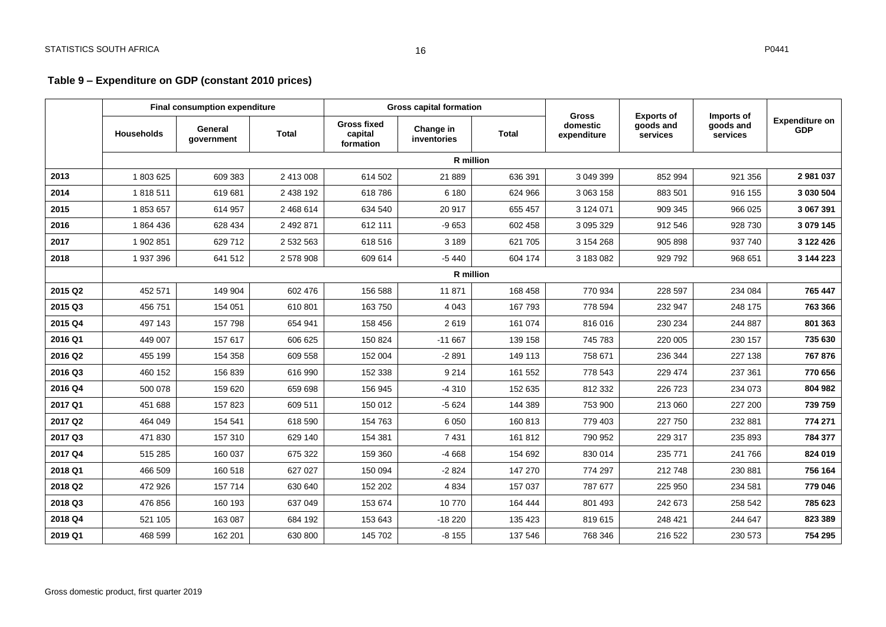**Table 9 – Expenditure on GDP (constant 2010 prices)**

| | Final consumption expenditure | | | Gross capital formation | | | Gross domestic expenditure | Exports of goods and services | Imports of goods and services | Expenditure on GDP |
|---|---|---|---|---|---|---|---|---|---|---|
| | Households | General government | Total | Gross fixed capital formation | Change in inventories | Total | | | | |
| | R million | | | | | | | | | |
| **2013** | 1 803 625 | 609 383 | 2 413 008 | 614 502 | 21 889 | 636 391 | 3 049 399 | 852 994 | 921 356 | **2 981 037** |
| **2014** | 1 818 511 | 619 681 | 2 438 192 | 618 786 | 6 180 | 624 966 | 3 063 158 | 883 501 | 916 155 | **3 030 504** |
| **2015** | 1 853 657 | 614 957 | 2 468 614 | 634 540 | 20 917 | 655 457 | 3 124 071 | 909 345 | 966 025 | **3 067 391** |
| **2016** | 1 864 436 | 628 434 | 2 492 871 | 612 111 | -9 653 | 602 458 | 3 095 329 | 912 546 | 928 730 | **3 079 145** |
| **2017** | 1 902 851 | 629 712 | 2 532 563 | 618 516 | 3 189 | 621 705 | 3 154 268 | 905 898 | 937 740 | **3 122 426** |
| **2018** | 1 937 396 | 641 512 | 2 578 908 | 609 614 | -5 440 | 604 174 | 3 183 082 | 929 792 | 968 651 | **3 144 223** |
| | R million | | | | | | | | | |
| **2015 Q2** | 452 571 | 149 904 | 602 476 | 156 588 | 11 871 | 168 458 | 770 934 | 228 597 | 234 084 | **765 447** |
| **2015 Q3** | 456 751 | 154 051 | 610 801 | 163 750 | 4 043 | 167 793 | 778 594 | 232 947 | 248 175 | **763 366** |
| **2015 Q4** | 497 143 | 157 798 | 654 941 | 158 456 | 2 619 | 161 074 | 816 016 | 230 234 | 244 887 | **801 363** |
| **2016 Q1** | 449 007 | 157 617 | 606 625 | 150 824 | -11 667 | 139 158 | 745 783 | 220 005 | 230 157 | **735 630** |
| **2016 Q2** | 455 199 | 154 358 | 609 558 | 152 004 | -2 891 | 149 113 | 758 671 | 236 344 | 227 138 | **767 876** |
| **2016 Q3** | 460 152 | 156 839 | 616 990 | 152 338 | 9 214 | 161 552 | 778 543 | 229 474 | 237 361 | **770 656** |
| **2016 Q4** | 500 078 | 159 620 | 659 698 | 156 945 | -4 310 | 152 635 | 812 332 | 226 723 | 234 073 | **804 982** |
| **2017 Q1** | 451 688 | 157 823 | 609 511 | 150 012 | -5 624 | 144 389 | 753 900 | 213 060 | 227 200 | **739 759** |
| **2017 Q2** | 464 049 | 154 541 | 618 590 | 154 763 | 6 050 | 160 813 | 779 403 | 227 750 | 232 881 | **774 271** |
| **2017 Q3** | 471 830 | 157 310 | 629 140 | 154 381 | 7 431 | 161 812 | 790 952 | 229 317 | 235 893 | **784 377** |
| **2017 Q4** | 515 285 | 160 037 | 675 322 | 159 360 | -4 668 | 154 692 | 830 014 | 235 771 | 241 766 | **824 019** |
| **2018 Q1** | 466 509 | 160 518 | 627 027 | 150 094 | -2 824 | 147 270 | 774 297 | 212 748 | 230 881 | **756 164** |
| **2018 Q2** | 472 926 | 157 714 | 630 640 | 152 202 | 4 834 | 157 037 | 787 677 | 225 950 | 234 581 | **779 046** |
| **2018 Q3** | 476 856 | 160 193 | 637 049 | 153 674 | 10 770 | 164 444 | 801 493 | 242 673 | 258 542 | **785 623** |
| **2018 Q4** | 521 105 | 163 087 | 684 192 | 153 643 | -18 220 | 135 423 | 819 615 | 248 421 | 244 647 | **823 389** |
| **2019 Q1** | 468 599 | 162 201 | 630 800 | 145 702 | -8 155 | 137 546 | 768 346 | 216 522 | 230 573 | **754 295** |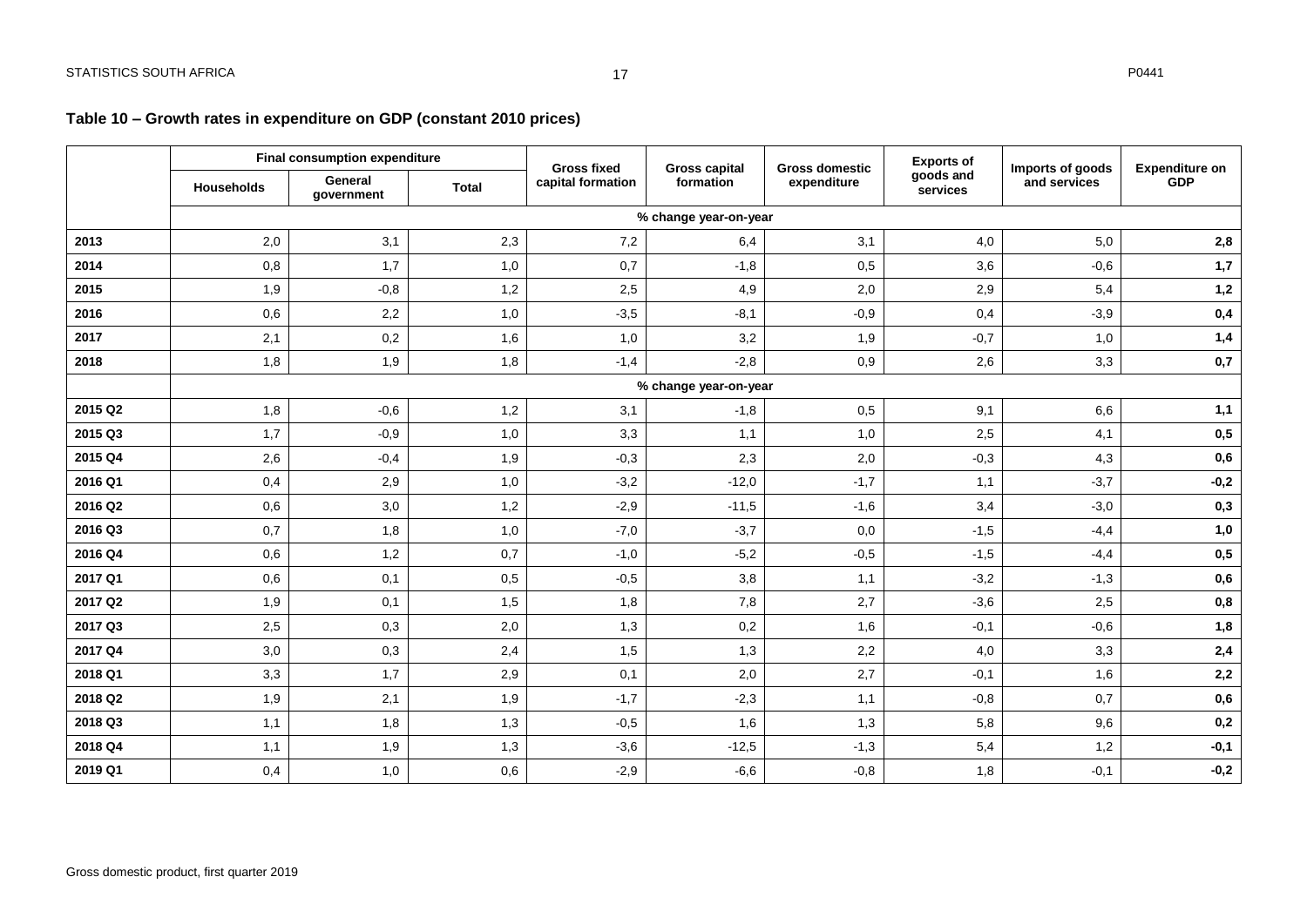### Table 10 – Growth rates in expenditure on GDP (constant 2010 prices)

| | Final consumption expenditure | | | Gross fixed capital formation | Gross capital formation | Gross domestic expenditure | Exports of goods and services | Imports of goods and services | Expenditure on GDP |
|---|---|---|---|---|---|---|---|---|---|
| | Households | General government | Total | | | | | | |
| | % change year-on-year | | | | | | | | |
| **2013** | 2,0 | 3,1 | 2,3 | 7,2 | 6,4 | 3,1 | 4,0 | 5,0 | **2,8** |
| **2014** | 0,8 | 1,7 | 1,0 | 0,7 | -1,8 | 0,5 | 3,6 | -0,6 | **1,7** |
| **2015** | 1,9 | -0,8 | 1,2 | 2,5 | 4,9 | 2,0 | 2,9 | 5,4 | **1,2** |
| **2016** | 0,6 | 2,2 | 1,0 | -3,5 | -8,1 | -0,9 | 0,4 | -3,9 | **0,4** |
| **2017** | 2,1 | 0,2 | 1,6 | 1,0 | 3,2 | 1,9 | -0,7 | 1,0 | **1,4** |
| **2018** | 1,8 | 1,9 | 1,8 | -1,4 | -2,8 | 0,9 | 2,6 | 3,3 | **0,7** |
| | % change year-on-year | | | | | | | | |
| **2015 Q2** | 1,8 | -0,6 | 1,2 | 3,1 | -1,8 | 0,5 | 9,1 | 6,6 | **1,1** |
| **2015 Q3** | 1,7 | -0,9 | 1,0 | 3,3 | 1,1 | 1,0 | 2,5 | 4,1 | **0,5** |
| **2015 Q4** | 2,6 | -0,4 | 1,9 | -0,3 | 2,3 | 2,0 | -0,3 | 4,3 | **0,6** |
| **2016 Q1** | 0,4 | 2,9 | 1,0 | -3,2 | -12,0 | -1,7 | 1,1 | -3,7 | **-0,2** |
| **2016 Q2** | 0,6 | 3,0 | 1,2 | -2,9 | -11,5 | -1,6 | 3,4 | -3,0 | **0,3** |
| **2016 Q3** | 0,7 | 1,8 | 1,0 | -7,0 | -3,7 | 0,0 | -1,5 | -4,4 | **1,0** |
| **2016 Q4** | 0,6 | 1,2 | 0,7 | -1,0 | -5,2 | -0,5 | -1,5 | -4,4 | **0,5** |
| **2017 Q1** | 0,6 | 0,1 | 0,5 | -0,5 | 3,8 | 1,1 | -3,2 | -1,3 | **0,6** |
| **2017 Q2** | 1,9 | 0,1 | 1,5 | 1,8 | 7,8 | 2,7 | -3,6 | 2,5 | **0,8** |
| **2017 Q3** | 2,5 | 0,3 | 2,0 | 1,3 | 0,2 | 1,6 | -0,1 | -0,6 | **1,8** |
| **2017 Q4** | 3,0 | 0,3 | 2,4 | 1,5 | 1,3 | 2,2 | 4,0 | 3,3 | **2,4** |
| **2018 Q1** | 3,3 | 1,7 | 2,9 | 0,1 | 2,0 | 2,7 | -0,1 | 1,6 | **2,2** |
| **2018 Q2** | 1,9 | 2,1 | 1,9 | -1,7 | -2,3 | 1,1 | -0,8 | 0,7 | **0,6** |
| **2018 Q3** | 1,1 | 1,8 | 1,3 | -0,5 | 1,6 | 1,3 | 5,8 | 9,6 | **0,2** |
| **2018 Q4** | 1,1 | 1,9 | 1,3 | -3,6 | -12,5 | -1,3 | 5,4 | 1,2 | **-0,1** |
| **2019 Q1** | 0,4 | 1,0 | 0,6 | -2,9 | -6,6 | -0,8 | 1,8 | -0,1 | **-0,2** |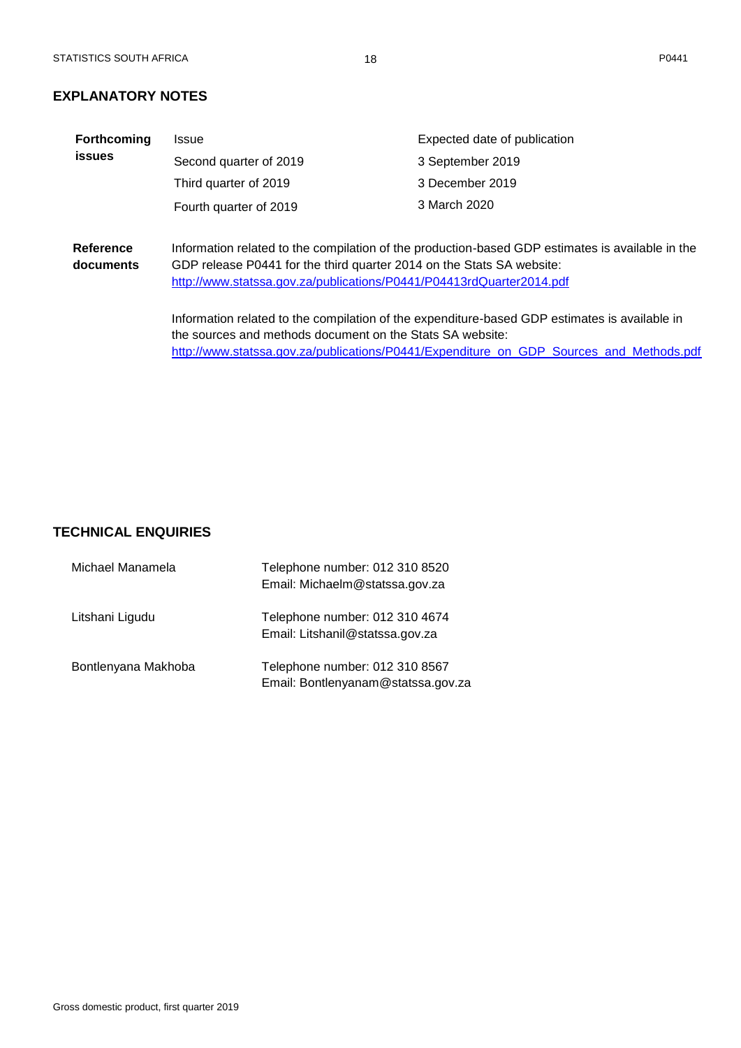## EXPLANATORY NOTES

| **Forthcoming issues** | Issue | Expected date of publication |
|---|---|---|
| | Second quarter of 2019 | 3 September 2019 |
| | Third quarter of 2019 | 3 December 2019 |
| | Fourth quarter of 2019 | 3 March 2020 |

**Reference documents**

Information related to the compilation of the production-based GDP estimates is available in the GDP release P0441 for the third quarter 2014 on the Stats SA website:
http://www.statssa.gov.za/publications/P0441/P04413rdQuarter2014.pdf

Information related to the compilation of the expenditure-based GDP estimates is available in the sources and methods document on the Stats SA website:
http://www.statssa.gov.za/publications/P0441/Expenditure_on_GDP_Sources_and_Methods.pdf

## TECHNICAL ENQUIRIES

| | |
|---|---|
| Michael Manamela | Telephone number: 012 310 8520<br>Email: Michaelm@statssa.gov.za |
| Litshani Ligudu | Telephone number: 012 310 4674<br>Email: Litshanil@statssa.gov.za |
| Bontlenyana Makhoba | Telephone number: 012 310 8567<br>Email: Bontlenyanam@statssa.gov.za |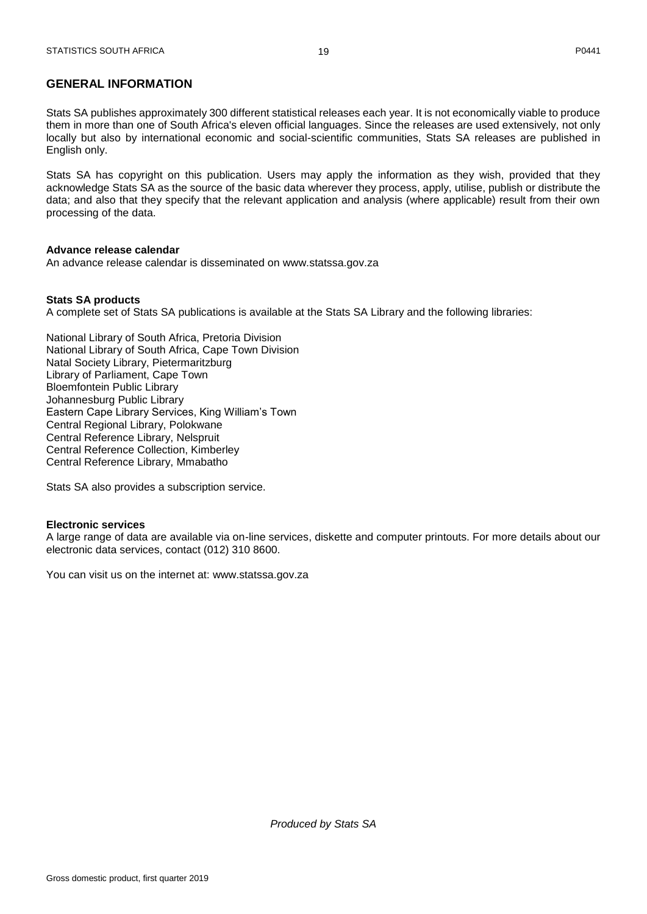## GENERAL INFORMATION

Stats SA publishes approximately 300 different statistical releases each year. It is not economically viable to produce them in more than one of South Africa's eleven official languages. Since the releases are used extensively, not only locally but also by international economic and social-scientific communities, Stats SA releases are published in English only.

Stats SA has copyright on this publication. Users may apply the information as they wish, provided that they acknowledge Stats SA as the source of the basic data wherever they process, apply, utilise, publish or distribute the data; and also that they specify that the relevant application and analysis (where applicable) result from their own processing of the data.

**Advance release calendar**
An advance release calendar is disseminated on www.statssa.gov.za

**Stats SA products**
A complete set of Stats SA publications is available at the Stats SA Library and the following libraries:

National Library of South Africa, Pretoria Division
National Library of South Africa, Cape Town Division
Natal Society Library, Pietermaritzburg
Library of Parliament, Cape Town
Bloemfontein Public Library
Johannesburg Public Library
Eastern Cape Library Services, King William's Town
Central Regional Library, Polokwane
Central Reference Library, Nelspruit
Central Reference Collection, Kimberley
Central Reference Library, Mmabatho

Stats SA also provides a subscription service.

**Electronic services**
A large range of data are available via on-line services, diskette and computer printouts. For more details about our electronic data services, contact (012) 310 8600.

You can visit us on the internet at: www.statssa.gov.za

*Produced by Stats SA*